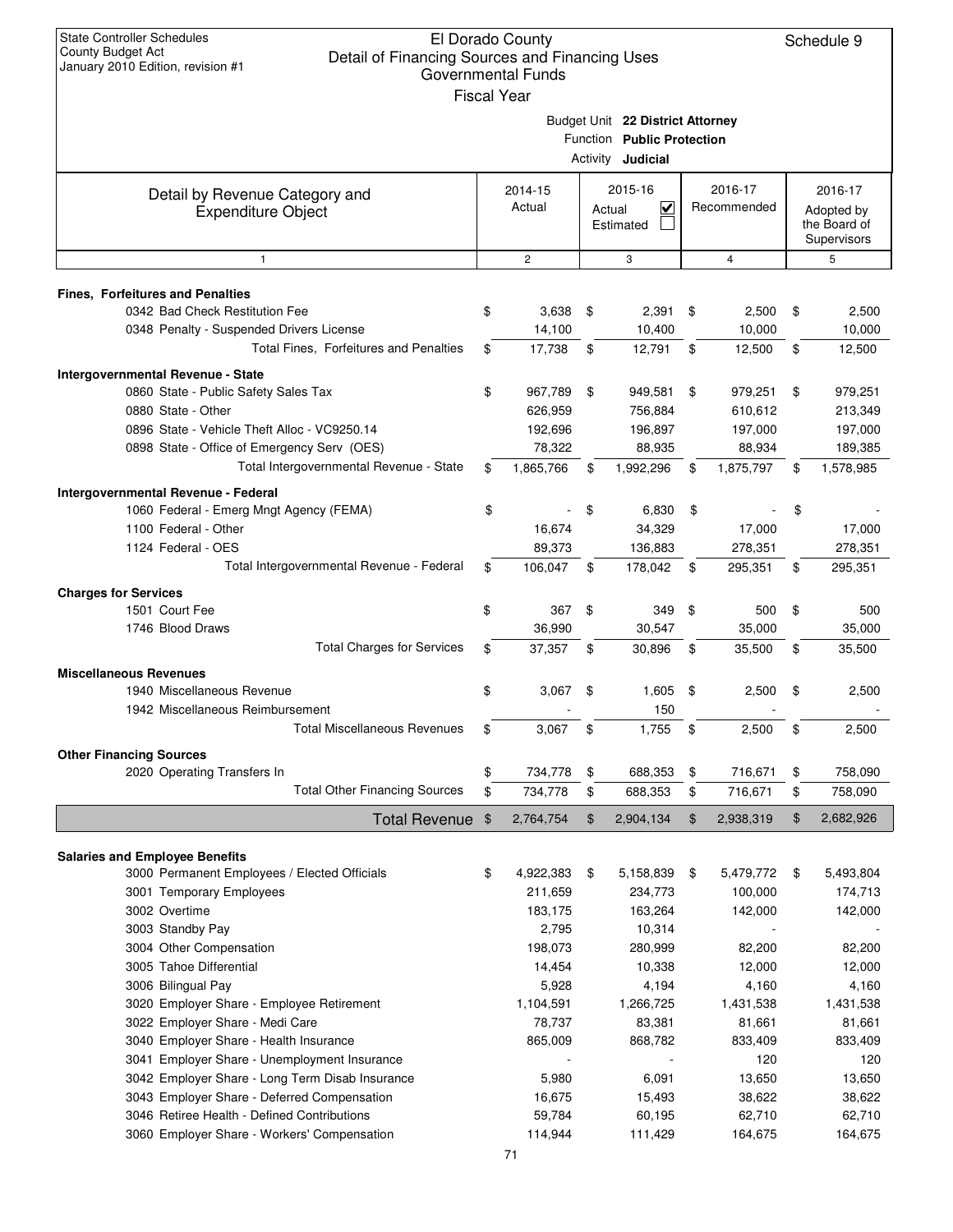State Controller Schedules
County Budget Act
January 2010 Edition, revision #1

# El Dorado County
## Detail of Financing Sources and Financing Uses
### Governmental Funds
Fiscal Year

Schedule 9

Budget Unit **22 District Attorney**
Function **Public Protection**
Activity **Judicial**

| Detail by Revenue Category and Expenditure Object | 2014-15 Actual | 2015-16 Actual ☑ Estimated ☐ | 2016-17 Recommended | 2016-17 Adopted by the Board of Supervisors |
|---|---|---|---|---|
| 1 | 2 | 3 | 4 | 5 |
| **Fines, Forfeitures and Penalties** | | | | |
| 0342 Bad Check Restitution Fee | $ 3,638 | $ 2,391 | $ 2,500 | $ 2,500 |
| 0348 Penalty - Suspended Drivers License | 14,100 | 10,400 | 10,000 | 10,000 |
| Total Fines, Forfeitures and Penalties | $ 17,738 | $ 12,791 | $ 12,500 | $ 12,500 |
| **Intergovernmental Revenue - State** | | | | |
| 0860 State - Public Safety Sales Tax | $ 967,789 | $ 949,581 | $ 979,251 | $ 979,251 |
| 0880 State - Other | 626,959 | 756,884 | 610,612 | 213,349 |
| 0896 State - Vehicle Theft Alloc - VC9250.14 | 192,696 | 196,897 | 197,000 | 197,000 |
| 0898 State - Office of Emergency Serv (OES) | 78,322 | 88,935 | 88,934 | 189,385 |
| Total Intergovernmental Revenue - State | $ 1,865,766 | $ 1,992,296 | $ 1,875,797 | $ 1,578,985 |
| **Intergovernmental Revenue - Federal** | | | | |
| 1060 Federal - Emerg Mngt Agency (FEMA) | $ - | $ 6,830 | $ - | $ - |
| 1100 Federal - Other | 16,674 | 34,329 | 17,000 | 17,000 |
| 1124 Federal - OES | 89,373 | 136,883 | 278,351 | 278,351 |
| Total Intergovernmental Revenue - Federal | $ 106,047 | $ 178,042 | $ 295,351 | $ 295,351 |
| **Charges for Services** | | | | |
| 1501 Court Fee | $ 367 | $ 349 | $ 500 | $ 500 |
| 1746 Blood Draws | 36,990 | 30,547 | 35,000 | 35,000 |
| Total Charges for Services | $ 37,357 | $ 30,896 | $ 35,500 | $ 35,500 |
| **Miscellaneous Revenues** | | | | |
| 1940 Miscellaneous Revenue | $ 3,067 | $ 1,605 | $ 2,500 | $ 2,500 |
| 1942 Miscellaneous Reimbursement | - | 150 | - | - |
| Total Miscellaneous Revenues | $ 3,067 | $ 1,755 | $ 2,500 | $ 2,500 |
| **Other Financing Sources** | | | | |
| 2020 Operating Transfers In | $ 734,778 | $ 688,353 | $ 716,671 | $ 758,090 |
| Total Other Financing Sources | $ 734,778 | $ 688,353 | $ 716,671 | $ 758,090 |
| **Total Revenue** | $ 2,764,754 | $ 2,904,134 | $ 2,938,319 | $ 2,682,926 |
| **Salaries and Employee Benefits** | | | | |
| 3000 Permanent Employees / Elected Officials | $ 4,922,383 | $ 5,158,839 | $ 5,479,772 | $ 5,493,804 |
| 3001 Temporary Employees | 211,659 | 234,773 | 100,000 | 174,713 |
| 3002 Overtime | 183,175 | 163,264 | 142,000 | 142,000 |
| 3003 Standby Pay | 2,795 | 10,314 | - | - |
| 3004 Other Compensation | 198,073 | 280,999 | 82,200 | 82,200 |
| 3005 Tahoe Differential | 14,454 | 10,338 | 12,000 | 12,000 |
| 3006 Bilingual Pay | 5,928 | 4,194 | 4,160 | 4,160 |
| 3020 Employer Share - Employee Retirement | 1,104,591 | 1,266,725 | 1,431,538 | 1,431,538 |
| 3022 Employer Share - Medi Care | 78,737 | 83,381 | 81,661 | 81,661 |
| 3040 Employer Share - Health Insurance | 865,009 | 868,782 | 833,409 | 833,409 |
| 3041 Employer Share - Unemployment Insurance | - | - | 120 | 120 |
| 3042 Employer Share - Long Term Disab Insurance | 5,980 | 6,091 | 13,650 | 13,650 |
| 3043 Employer Share - Deferred Compensation | 16,675 | 15,493 | 38,622 | 38,622 |
| 3046 Retiree Health - Defined Contributions | 59,784 | 60,195 | 62,710 | 62,710 |
| 3060 Employer Share - Workers' Compensation | 114,944 | 111,429 | 164,675 | 164,675 |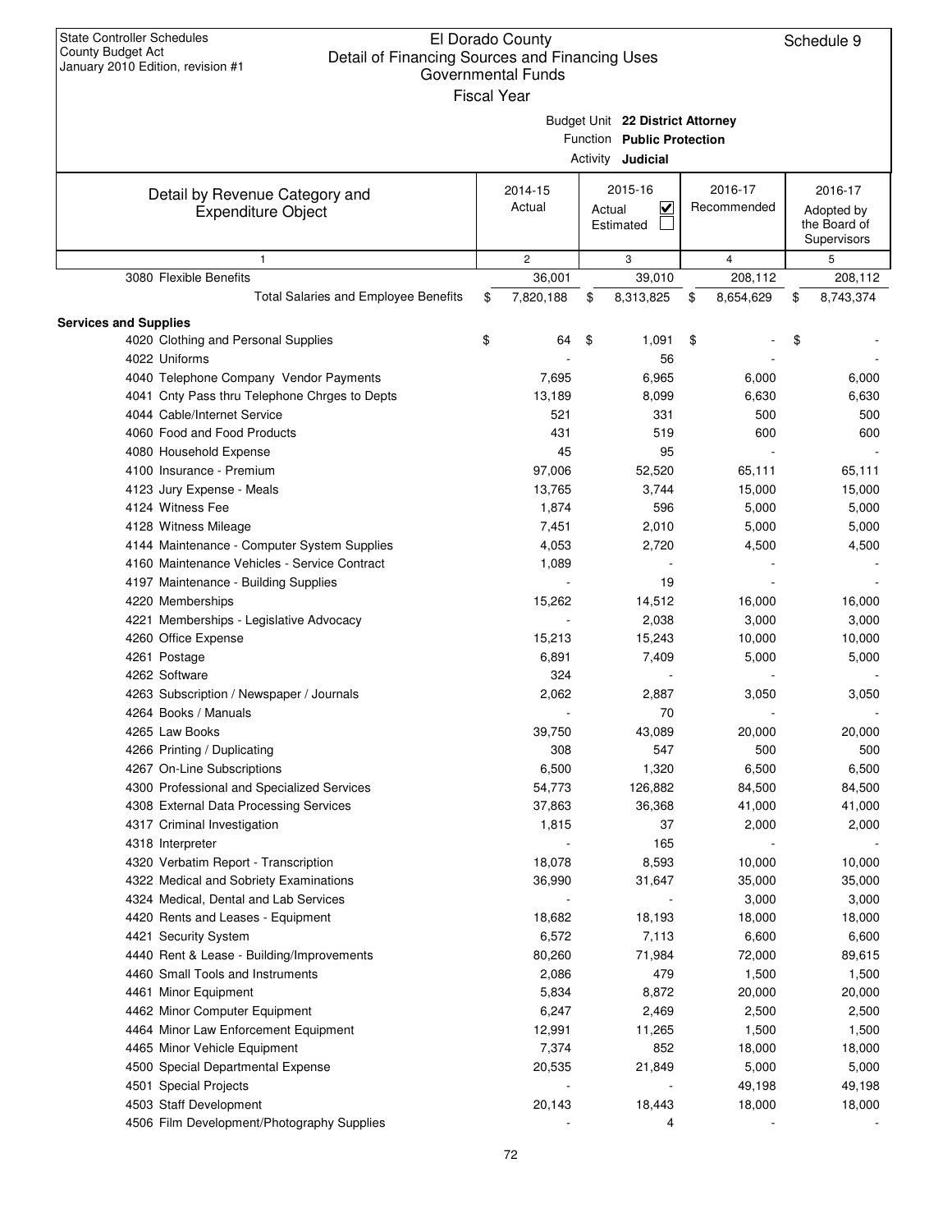State Controller Schedules
County Budget Act
January 2010 Edition, revision #1

# El Dorado County
## Detail of Financing Sources and Financing Uses
### Governmental Funds
Fiscal Year

Schedule 9

Budget Unit **22 District Attorney**
Function **Public Protection**
Activity **Judicial**

| Detail by Revenue Category and Expenditure Object | 2014-15 Actual | 2015-16 Actual ☑ Estimated ☐ | 2016-17 Recommended | 2016-17 Adopted by the Board of Supervisors |
|---|---|---|---|---|
| 1 | 2 | 3 | 4 | 5 |
| 3080 Flexible Benefits | 36,001 | 39,010 | 208,112 | 208,112 |
| Total Salaries and Employee Benefits | $ 7,820,188 | $ 8,313,825 | $ 8,654,629 | $ 8,743,374 |
| **Services and Supplies** | | | | |
| 4020 Clothing and Personal Supplies | $ 64 | $ 1,091 | $ - | $ - |
| 4022 Uniforms | - | 56 | - | - |
| 4040 Telephone Company Vendor Payments | 7,695 | 6,965 | 6,000 | 6,000 |
| 4041 Cnty Pass thru Telephone Chrges to Depts | 13,189 | 8,099 | 6,630 | 6,630 |
| 4044 Cable/Internet Service | 521 | 331 | 500 | 500 |
| 4060 Food and Food Products | 431 | 519 | 600 | 600 |
| 4080 Household Expense | 45 | 95 | - | - |
| 4100 Insurance - Premium | 97,006 | 52,520 | 65,111 | 65,111 |
| 4123 Jury Expense - Meals | 13,765 | 3,744 | 15,000 | 15,000 |
| 4124 Witness Fee | 1,874 | 596 | 5,000 | 5,000 |
| 4128 Witness Mileage | 7,451 | 2,010 | 5,000 | 5,000 |
| 4144 Maintenance - Computer System Supplies | 4,053 | 2,720 | 4,500 | 4,500 |
| 4160 Maintenance Vehicles - Service Contract | 1,089 | - | - | - |
| 4197 Maintenance - Building Supplies | - | 19 | - | - |
| 4220 Memberships | 15,262 | 14,512 | 16,000 | 16,000 |
| 4221 Memberships - Legislative Advocacy | - | 2,038 | 3,000 | 3,000 |
| 4260 Office Expense | 15,213 | 15,243 | 10,000 | 10,000 |
| 4261 Postage | 6,891 | 7,409 | 5,000 | 5,000 |
| 4262 Software | 324 | - | - | - |
| 4263 Subscription / Newspaper / Journals | 2,062 | 2,887 | 3,050 | 3,050 |
| 4264 Books / Manuals | - | 70 | - | - |
| 4265 Law Books | 39,750 | 43,089 | 20,000 | 20,000 |
| 4266 Printing / Duplicating | 308 | 547 | 500 | 500 |
| 4267 On-Line Subscriptions | 6,500 | 1,320 | 6,500 | 6,500 |
| 4300 Professional and Specialized Services | 54,773 | 126,882 | 84,500 | 84,500 |
| 4308 External Data Processing Services | 37,863 | 36,368 | 41,000 | 41,000 |
| 4317 Criminal Investigation | 1,815 | 37 | 2,000 | 2,000 |
| 4318 Interpreter | - | 165 | - | - |
| 4320 Verbatim Report - Transcription | 18,078 | 8,593 | 10,000 | 10,000 |
| 4322 Medical and Sobriety Examinations | 36,990 | 31,647 | 35,000 | 35,000 |
| 4324 Medical, Dental and Lab Services | - | - | 3,000 | 3,000 |
| 4420 Rents and Leases - Equipment | 18,682 | 18,193 | 18,000 | 18,000 |
| 4421 Security System | 6,572 | 7,113 | 6,600 | 6,600 |
| 4440 Rent & Lease - Building/Improvements | 80,260 | 71,984 | 72,000 | 89,615 |
| 4460 Small Tools and Instruments | 2,086 | 479 | 1,500 | 1,500 |
| 4461 Minor Equipment | 5,834 | 8,872 | 20,000 | 20,000 |
| 4462 Minor Computer Equipment | 6,247 | 2,469 | 2,500 | 2,500 |
| 4464 Minor Law Enforcement Equipment | 12,991 | 11,265 | 1,500 | 1,500 |
| 4465 Minor Vehicle Equipment | 7,374 | 852 | 18,000 | 18,000 |
| 4500 Special Departmental Expense | 20,535 | 21,849 | 5,000 | 5,000 |
| 4501 Special Projects | - | - | 49,198 | 49,198 |
| 4503 Staff Development | 20,143 | 18,443 | 18,000 | 18,000 |
| 4506 Film Development/Photography Supplies | - | 4 | - | - |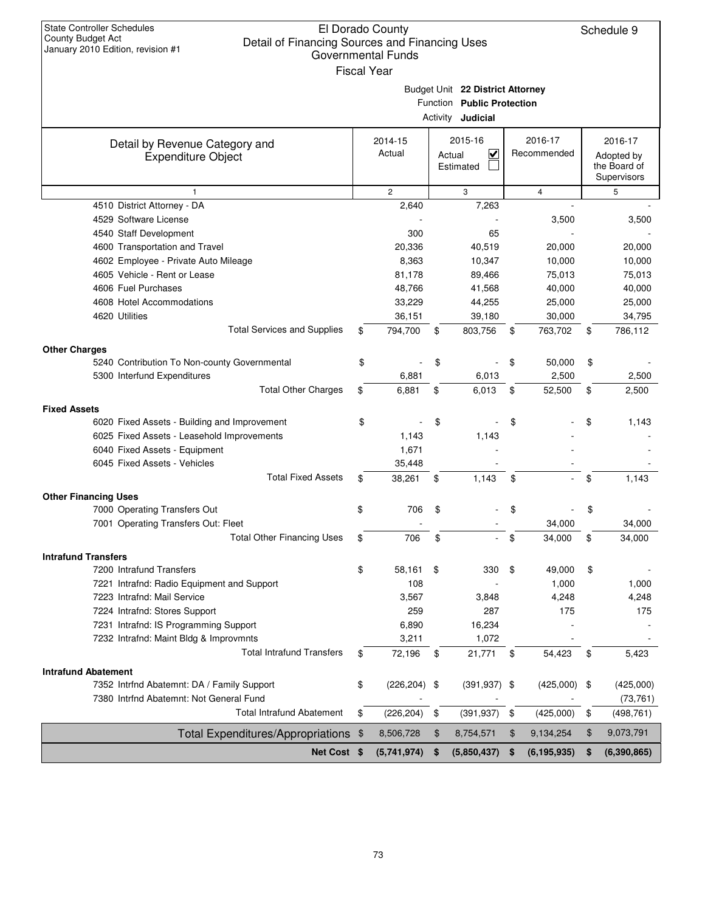State Controller Schedules
County Budget Act
January 2010 Edition, revision #1

# El Dorado County
## Detail of Financing Sources and Financing Uses
### Governmental Funds
Fiscal Year

Schedule 9

Budget Unit **22 District Attorney**
Function **Public Protection**
Activity **Judicial**

| Detail by Revenue Category and Expenditure Object | 2014-15 Actual | 2015-16 Actual ☑ Estimated ☐ | 2016-17 Recommended | 2016-17 Adopted by the Board of Supervisors |
|---|---|---|---|---|
| 1 | 2 | 3 | 4 | 5 |
| 4510 District Attorney - DA | 2,640 | 7,263 | - | - |
| 4529 Software License | - | - | 3,500 | 3,500 |
| 4540 Staff Development | 300 | 65 | - | - |
| 4600 Transportation and Travel | 20,336 | 40,519 | 20,000 | 20,000 |
| 4602 Employee - Private Auto Mileage | 8,363 | 10,347 | 10,000 | 10,000 |
| 4605 Vehicle - Rent or Lease | 81,178 | 89,466 | 75,013 | 75,013 |
| 4606 Fuel Purchases | 48,766 | 41,568 | 40,000 | 40,000 |
| 4608 Hotel Accommodations | 33,229 | 44,255 | 25,000 | 25,000 |
| 4620 Utilities | 36,151 | 39,180 | 30,000 | 34,795 |
| Total Services and Supplies | $ 794,700 | $ 803,756 | $ 763,702 | $ 786,112 |
| **Other Charges** | | | | |
| 5240 Contribution To Non-county Governmental | $ - | $ - | $ 50,000 | $ - |
| 5300 Interfund Expenditures | 6,881 | 6,013 | 2,500 | 2,500 |
| Total Other Charges | $ 6,881 | $ 6,013 | $ 52,500 | $ 2,500 |
| **Fixed Assets** | | | | |
| 6020 Fixed Assets - Building and Improvement | $ - | $ - | $ - | $ 1,143 |
| 6025 Fixed Assets - Leasehold Improvements | 1,143 | 1,143 | - | - |
| 6040 Fixed Assets - Equipment | 1,671 | - | - | - |
| 6045 Fixed Assets - Vehicles | 35,448 | - | - | - |
| Total Fixed Assets | $ 38,261 | $ 1,143 | $ - | $ 1,143 |
| **Other Financing Uses** | | | | |
| 7000 Operating Transfers Out | $ 706 | $ - | $ - | $ - |
| 7001 Operating Transfers Out: Fleet | - | - | 34,000 | 34,000 |
| Total Other Financing Uses | $ 706 | $ - | $ 34,000 | $ 34,000 |
| **Intrafund Transfers** | | | | |
| 7200 Intrafund Transfers | $ 58,161 | $ 330 | $ 49,000 | $ - |
| 7221 Intrafnd: Radio Equipment and Support | 108 | - | 1,000 | 1,000 |
| 7223 Intrafnd: Mail Service | 3,567 | 3,848 | 4,248 | 4,248 |
| 7224 Intrafnd: Stores Support | 259 | 287 | 175 | 175 |
| 7231 Intrafnd: IS Programming Support | 6,890 | 16,234 | - | - |
| 7232 Intrafnd: Maint Bldg & Improvmnts | 3,211 | 1,072 | - | - |
| Total Intrafund Transfers | $ 72,196 | $ 21,771 | $ 54,423 | $ 5,423 |
| **Intrafund Abatement** | | | | |
| 7352 Intrfnd Abatemnt: DA / Family Support | $ (226,204) | $ (391,937) | $ (425,000) | $ (425,000) |
| 7380 Intrfnd Abatemnt: Not General Fund | - | - | - | (73,761) |
| Total Intrafund Abatement | $ (226,204) | $ (391,937) | $ (425,000) | $ (498,761) |
| Total Expenditures/Appropriations | $ 8,506,728 | $ 8,754,571 | $ 9,134,254 | $ 9,073,791 |
| **Net Cost** | **$ (5,741,974)** | **$ (5,850,437)** | **$ (6,195,935)** | **$ (6,390,865)** |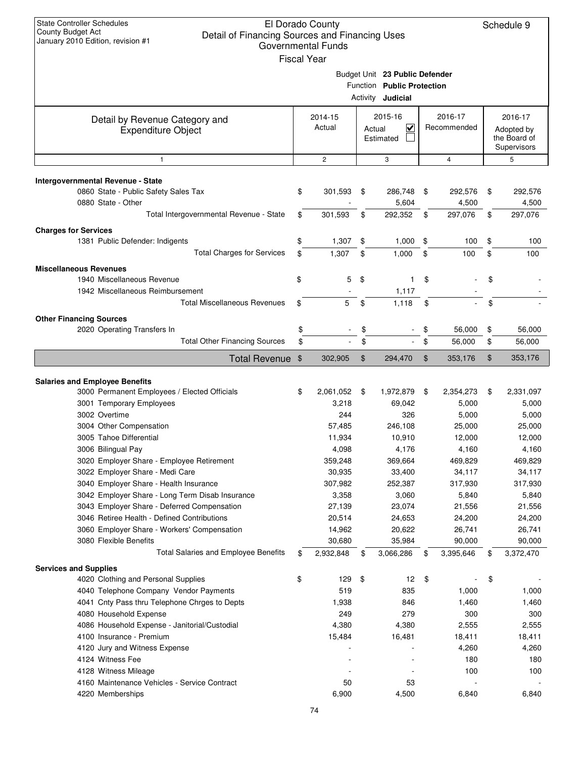State Controller Schedules
County Budget Act
January 2010 Edition, revision #1

# El Dorado County
## Detail of Financing Sources and Financing Uses
### Governmental Funds
Fiscal Year

Schedule 9

Budget Unit **23 Public Defender**
Function **Public Protection**
Activity **Judicial**

| Detail by Revenue Category and Expenditure Object | 2014-15 Actual | 2015-16 Actual ☑ Estimated ☐ | 2016-17 Recommended | 2016-17 Adopted by the Board of Supervisors |
|---|---|---|---|---|
| 1 | 2 | 3 | 4 | 5 |
| **Intergovernmental Revenue - State** | | | | |
| 0860 State - Public Safety Sales Tax | $ 301,593 | $ 286,748 | $ 292,576 | $ 292,576 |
| 0880 State - Other | - | 5,604 | 4,500 | 4,500 |
| Total Intergovernmental Revenue - State | $ 301,593 | $ 292,352 | $ 297,076 | $ 297,076 |
| **Charges for Services** | | | | |
| 1381 Public Defender: Indigents | $ 1,307 | $ 1,000 | $ 100 | $ 100 |
| Total Charges for Services | $ 1,307 | $ 1,000 | $ 100 | $ 100 |
| **Miscellaneous Revenues** | | | | |
| 1940 Miscellaneous Revenue | $ 5 | $ 1 | $ - | $ - |
| 1942 Miscellaneous Reimbursement | - | 1,117 | - | - |
| Total Miscellaneous Revenues | $ 5 | $ 1,118 | $ - | $ - |
| **Other Financing Sources** | | | | |
| 2020 Operating Transfers In | $ - | $ - | $ 56,000 | $ 56,000 |
| Total Other Financing Sources | $ - | $ - | $ 56,000 | $ 56,000 |
| **Total Revenue** | $ 302,905 | $ 294,470 | $ 353,176 | $ 353,176 |
| **Salaries and Employee Benefits** | | | | |
| 3000 Permanent Employees / Elected Officials | $ 2,061,052 | $ 1,972,879 | $ 2,354,273 | $ 2,331,097 |
| 3001 Temporary Employees | 3,218 | 69,042 | 5,000 | 5,000 |
| 3002 Overtime | 244 | 326 | 5,000 | 5,000 |
| 3004 Other Compensation | 57,485 | 246,108 | 25,000 | 25,000 |
| 3005 Tahoe Differential | 11,934 | 10,910 | 12,000 | 12,000 |
| 3006 Bilingual Pay | 4,098 | 4,176 | 4,160 | 4,160 |
| 3020 Employer Share - Employee Retirement | 359,248 | 369,664 | 469,829 | 469,829 |
| 3022 Employer Share - Medi Care | 30,935 | 33,400 | 34,117 | 34,117 |
| 3040 Employer Share - Health Insurance | 307,982 | 252,387 | 317,930 | 317,930 |
| 3042 Employer Share - Long Term Disab Insurance | 3,358 | 3,060 | 5,840 | 5,840 |
| 3043 Employer Share - Deferred Compensation | 27,139 | 23,074 | 21,556 | 21,556 |
| 3046 Retiree Health - Defined Contributions | 20,514 | 24,653 | 24,200 | 24,200 |
| 3060 Employer Share - Workers' Compensation | 14,962 | 20,622 | 26,741 | 26,741 |
| 3080 Flexible Benefits | 30,680 | 35,984 | 90,000 | 90,000 |
| Total Salaries and Employee Benefits | $ 2,932,848 | $ 3,066,286 | $ 3,395,646 | $ 3,372,470 |
| **Services and Supplies** | | | | |
| 4020 Clothing and Personal Supplies | $ 129 | $ 12 | $ - | $ - |
| 4040 Telephone Company Vendor Payments | 519 | 835 | 1,000 | 1,000 |
| 4041 Cnty Pass thru Telephone Chrges to Depts | 1,938 | 846 | 1,460 | 1,460 |
| 4080 Household Expense | 249 | 279 | 300 | 300 |
| 4086 Household Expense - Janitorial/Custodial | 4,380 | 4,380 | 2,555 | 2,555 |
| 4100 Insurance - Premium | 15,484 | 16,481 | 18,411 | 18,411 |
| 4120 Jury and Witness Expense | - | - | 4,260 | 4,260 |
| 4124 Witness Fee | - | - | 180 | 180 |
| 4128 Witness Mileage | - | - | 100 | 100 |
| 4160 Maintenance Vehicles - Service Contract | 50 | 53 | - | - |
| 4220 Memberships | 6,900 | 4,500 | 6,840 | 6,840 |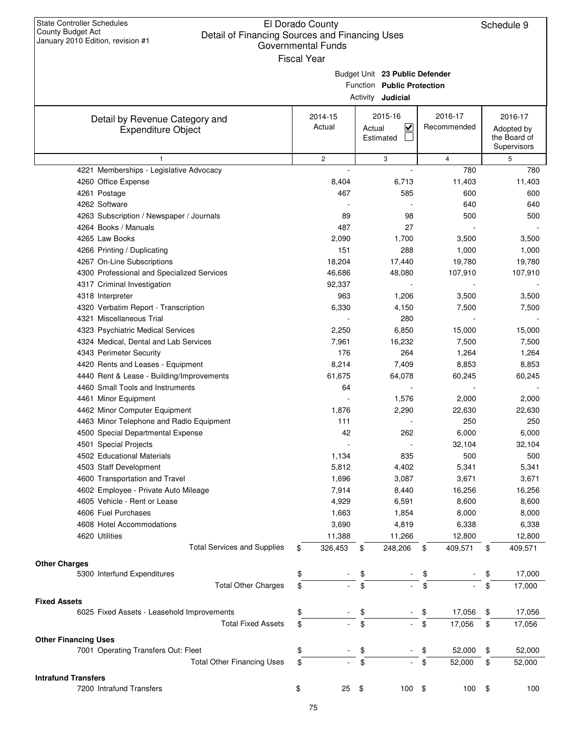State Controller Schedules
County Budget Act
January 2010 Edition, revision #1

# El Dorado County
## Detail of Financing Sources and Financing Uses
### Governmental Funds
Fiscal Year

Schedule 9

Budget Unit **23 Public Defender**
Function **Public Protection**
Activity **Judicial**

| Detail by Revenue Category and Expenditure Object | 2014-15 Actual | 2015-16 Actual ☑ Estimated ☐ | 2016-17 Recommended | 2016-17 Adopted by the Board of Supervisors |
|---|---|---|---|---|
| 1 | 2 | 3 | 4 | 5 |
| 4221 Memberships - Legislative Advocacy | - | - | 780 | 780 |
| 4260 Office Expense | 8,404 | 6,713 | 11,403 | 11,403 |
| 4261 Postage | 467 | 585 | 600 | 600 |
| 4262 Software | - | - | 640 | 640 |
| 4263 Subscription / Newspaper / Journals | 89 | 98 | 500 | 500 |
| 4264 Books / Manuals | 487 | 27 | - | - |
| 4265 Law Books | 2,090 | 1,700 | 3,500 | 3,500 |
| 4266 Printing / Duplicating | 151 | 288 | 1,000 | 1,000 |
| 4267 On-Line Subscriptions | 18,204 | 17,440 | 19,780 | 19,780 |
| 4300 Professional and Specialized Services | 46,686 | 48,080 | 107,910 | 107,910 |
| 4317 Criminal Investigation | 92,337 | - | - | - |
| 4318 Interpreter | 963 | 1,206 | 3,500 | 3,500 |
| 4320 Verbatim Report - Transcription | 6,330 | 4,150 | 7,500 | 7,500 |
| 4321 Miscellaneous Trial | - | 280 | - | - |
| 4323 Psychiatric Medical Services | 2,250 | 6,850 | 15,000 | 15,000 |
| 4324 Medical, Dental and Lab Services | 7,961 | 16,232 | 7,500 | 7,500 |
| 4343 Perimeter Security | 176 | 264 | 1,264 | 1,264 |
| 4420 Rents and Leases - Equipment | 8,214 | 7,409 | 8,853 | 8,853 |
| 4440 Rent & Lease - Building/Improvements | 61,675 | 64,078 | 60,245 | 60,245 |
| 4460 Small Tools and Instruments | 64 | - | - | - |
| 4461 Minor Equipment | - | 1,576 | 2,000 | 2,000 |
| 4462 Minor Computer Equipment | 1,876 | 2,290 | 22,630 | 22,630 |
| 4463 Minor Telephone and Radio Equipment | 111 | - | 250 | 250 |
| 4500 Special Departmental Expense | 42 | 262 | 6,000 | 6,000 |
| 4501 Special Projects | - | - | 32,104 | 32,104 |
| 4502 Educational Materials | 1,134 | 835 | 500 | 500 |
| 4503 Staff Development | 5,812 | 4,402 | 5,341 | 5,341 |
| 4600 Transportation and Travel | 1,696 | 3,087 | 3,671 | 3,671 |
| 4602 Employee - Private Auto Mileage | 7,914 | 8,440 | 16,256 | 16,256 |
| 4605 Vehicle - Rent or Lease | 4,929 | 6,591 | 8,600 | 8,600 |
| 4606 Fuel Purchases | 1,663 | 1,854 | 8,000 | 8,000 |
| 4608 Hotel Accommodations | 3,690 | 4,819 | 6,338 | 6,338 |
| 4620 Utilities | 11,388 | 11,266 | 12,800 | 12,800 |
| Total Services and Supplies | $ 326,453 | $ 248,206 | $ 409,571 | $ 409,571 |
| **Other Charges** | | | | |
| 5300 Interfund Expenditures | $ - | $ - | $ - | $ 17,000 |
| Total Other Charges | $ - | $ - | $ - | $ 17,000 |
| **Fixed Assets** | | | | |
| 6025 Fixed Assets - Leasehold Improvements | $ - | $ - | $ 17,056 | $ 17,056 |
| Total Fixed Assets | $ - | $ - | $ 17,056 | $ 17,056 |
| **Other Financing Uses** | | | | |
| 7001 Operating Transfers Out: Fleet | $ - | $ - | $ 52,000 | $ 52,000 |
| Total Other Financing Uses | $ - | $ - | $ 52,000 | $ 52,000 |
| **Intrafund Transfers** | | | | |
| 7200 Intrafund Transfers | $ 25 | $ 100 | $ 100 | $ 100 |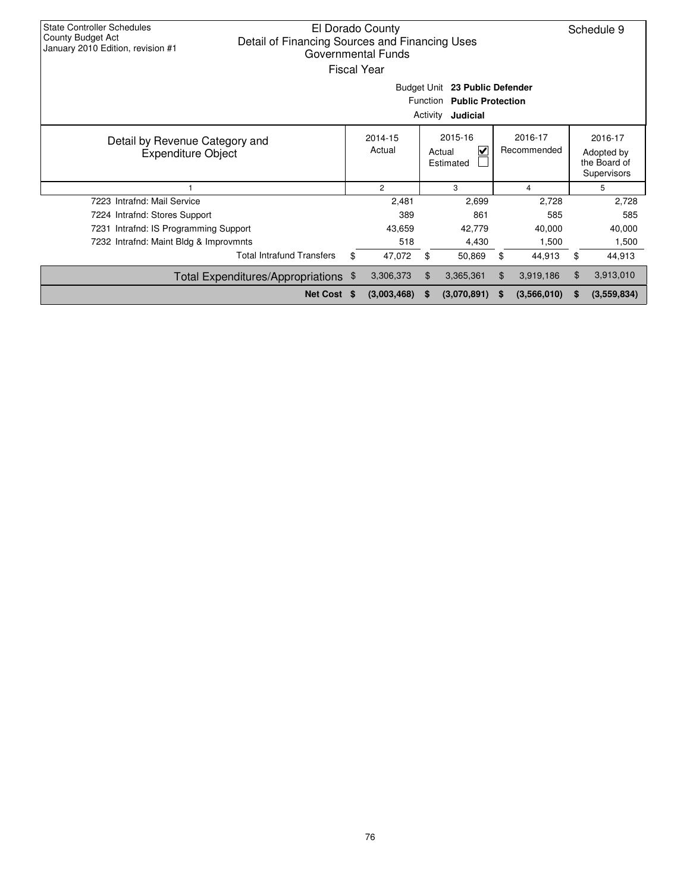State Controller Schedules
County Budget Act
January 2010 Edition, revision #1

# El Dorado County
## Detail of Financing Sources and Financing Uses
### Governmental Funds
### Fiscal Year

Schedule 9

Budget Unit **23 Public Defender**
Function **Public Protection**
Activity **Judicial**

| Detail by Revenue Category and Expenditure Object | 2014-15 Actual | 2015-16 Actual ☑ Estimated ☐ | 2016-17 Recommended | 2016-17 Adopted by the Board of Supervisors |
|---|---|---|---|---|
| 1 | 2 | 3 | 4 | 5 |
| 7223 Intrafnd: Mail Service | 2,481 | 2,699 | 2,728 | 2,728 |
| 7224 Intrafnd: Stores Support | 389 | 861 | 585 | 585 |
| 7231 Intrafnd: IS Programming Support | 43,659 | 42,779 | 40,000 | 40,000 |
| 7232 Intrafnd: Maint Bldg & Improvmnts | 518 | 4,430 | 1,500 | 1,500 |
| Total Intrafund Transfers | $ 47,072 | $ 50,869 | $ 44,913 | $ 44,913 |
| Total Expenditures/Appropriations | $ 3,306,373 | $ 3,365,361 | $ 3,919,186 | $ 3,913,010 |
| **Net Cost** | **$ (3,003,468)** | **$ (3,070,891)** | **$ (3,566,010)** | **$ (3,559,834)** |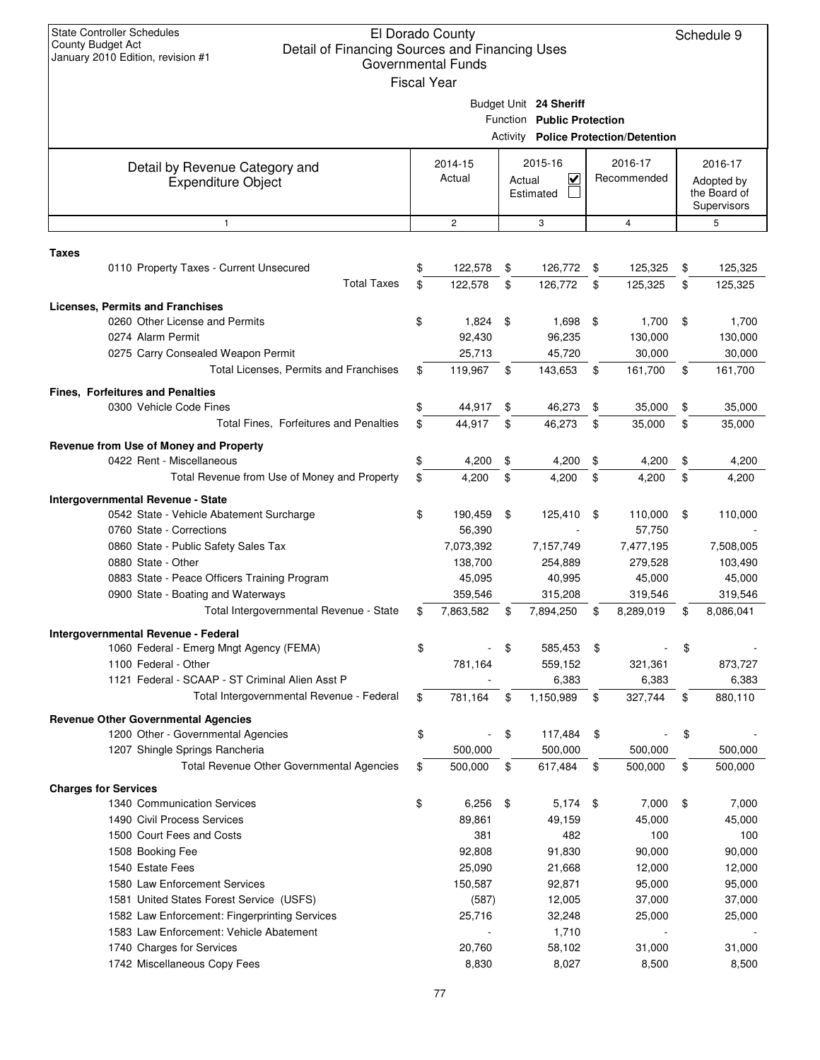State Controller Schedules
County Budget Act
January 2010 Edition, revision #1

# El Dorado County
## Detail of Financing Sources and Financing Uses
### Governmental Funds
Fiscal Year

Schedule 9

Budget Unit **24 Sheriff**
Function **Public Protection**
Activity **Police Protection/Detention**

| Detail by Revenue Category and Expenditure Object | 2014-15 Actual | 2015-16 Actual ☑ Estimated ☐ | 2016-17 Recommended | 2016-17 Adopted by the Board of Supervisors |
|---|---|---|---|---|
| 1 | 2 | 3 | 4 | 5 |
| **Taxes** | | | | |
| 0110 Property Taxes - Current Unsecured | $ 122,578 | $ 126,772 | $ 125,325 | $ 125,325 |
| Total Taxes | $ 122,578 | $ 126,772 | $ 125,325 | $ 125,325 |
| **Licenses, Permits and Franchises** | | | | |
| 0260 Other License and Permits | $ 1,824 | $ 1,698 | $ 1,700 | $ 1,700 |
| 0274 Alarm Permit | 92,430 | 96,235 | 130,000 | 130,000 |
| 0275 Carry Consealed Weapon Permit | 25,713 | 45,720 | 30,000 | 30,000 |
| Total Licenses, Permits and Franchises | $ 119,967 | $ 143,653 | $ 161,700 | $ 161,700 |
| **Fines, Forfeitures and Penalties** | | | | |
| 0300 Vehicle Code Fines | $ 44,917 | $ 46,273 | $ 35,000 | $ 35,000 |
| Total Fines, Forfeitures and Penalties | $ 44,917 | $ 46,273 | $ 35,000 | $ 35,000 |
| **Revenue from Use of Money and Property** | | | | |
| 0422 Rent - Miscellaneous | $ 4,200 | $ 4,200 | $ 4,200 | $ 4,200 |
| Total Revenue from Use of Money and Property | $ 4,200 | $ 4,200 | $ 4,200 | $ 4,200 |
| **Intergovernmental Revenue - State** | | | | |
| 0542 State - Vehicle Abatement Surcharge | $ 190,459 | $ 125,410 | $ 110,000 | $ 110,000 |
| 0760 State - Corrections | 56,390 | - | 57,750 | - |
| 0860 State - Public Safety Sales Tax | 7,073,392 | 7,157,749 | 7,477,195 | 7,508,005 |
| 0880 State - Other | 138,700 | 254,889 | 279,528 | 103,490 |
| 0883 State - Peace Officers Training Program | 45,095 | 40,995 | 45,000 | 45,000 |
| 0900 State - Boating and Waterways | 359,546 | 315,208 | 319,546 | 319,546 |
| Total Intergovernmental Revenue - State | $ 7,863,582 | $ 7,894,250 | $ 8,289,019 | $ 8,086,041 |
| **Intergovernmental Revenue - Federal** | | | | |
| 1060 Federal - Emerg Mngt Agency (FEMA) | $ - | $ 585,453 | $ - | $ - |
| 1100 Federal - Other | 781,164 | 559,152 | 321,361 | 873,727 |
| 1121 Federal - SCAAP - ST Criminal Alien Asst P | - | 6,383 | 6,383 | 6,383 |
| Total Intergovernmental Revenue - Federal | $ 781,164 | $ 1,150,989 | $ 327,744 | $ 880,110 |
| **Revenue Other Governmental Agencies** | | | | |
| 1200 Other - Governmental Agencies | $ - | $ 117,484 | $ - | $ - |
| 1207 Shingle Springs Rancheria | 500,000 | 500,000 | 500,000 | 500,000 |
| Total Revenue Other Governmental Agencies | $ 500,000 | $ 617,484 | $ 500,000 | $ 500,000 |
| **Charges for Services** | | | | |
| 1340 Communication Services | $ 6,256 | $ 5,174 | $ 7,000 | $ 7,000 |
| 1490 Civil Process Services | 89,861 | 49,159 | 45,000 | 45,000 |
| 1500 Court Fees and Costs | 381 | 482 | 100 | 100 |
| 1508 Booking Fee | 92,808 | 91,830 | 90,000 | 90,000 |
| 1540 Estate Fees | 25,090 | 21,668 | 12,000 | 12,000 |
| 1580 Law Enforcement Services | 150,587 | 92,871 | 95,000 | 95,000 |
| 1581 United States Forest Service (USFS) | (587) | 12,005 | 37,000 | 37,000 |
| 1582 Law Enforcement: Fingerprinting Services | 25,716 | 32,248 | 25,000 | 25,000 |
| 1583 Law Enforcement: Vehicle Abatement | - | 1,710 | - | - |
| 1740 Charges for Services | 20,760 | 58,102 | 31,000 | 31,000 |
| 1742 Miscellaneous Copy Fees | 8,830 | 8,027 | 8,500 | 8,500 |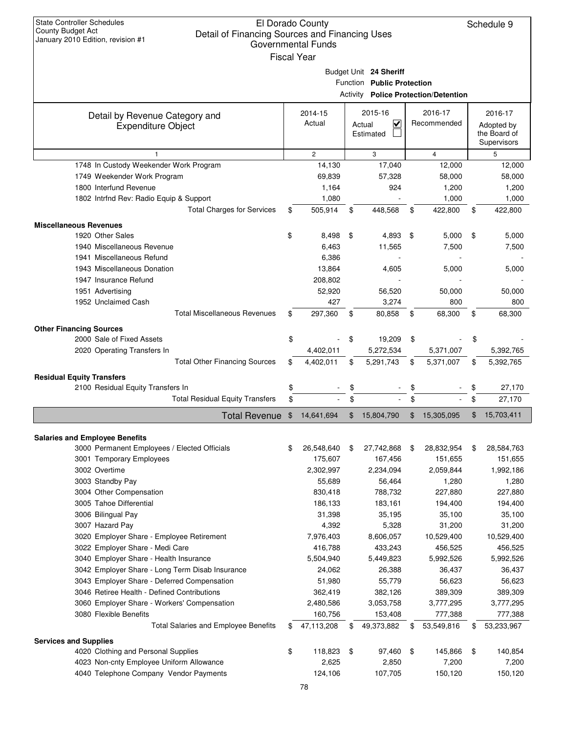State Controller Schedules
County Budget Act
January 2010 Edition, revision #1

# El Dorado County
## Detail of Financing Sources and Financing Uses
### Governmental Funds
Fiscal Year

Schedule 9

Budget Unit **24 Sheriff**
Function **Public Protection**
Activity **Police Protection/Detention**

| Detail by Revenue Category and Expenditure Object | 2014-15 Actual | 2015-16 Actual ☑ Estimated ☐ | 2016-17 Recommended | 2016-17 Adopted by the Board of Supervisors |
|---|---|---|---|---|
| 1 | 2 | 3 | 4 | 5 |
| 1748 In Custody Weekender Work Program | 14,130 | 17,040 | 12,000 | 12,000 |
| 1749 Weekender Work Program | 69,839 | 57,328 | 58,000 | 58,000 |
| 1800 Interfund Revenue | 1,164 | 924 | 1,200 | 1,200 |
| 1802 Intrfnd Rev: Radio Equip & Support | 1,080 | - | 1,000 | 1,000 |
| Total Charges for Services | $ 505,914 | $ 448,568 | $ 422,800 | $ 422,800 |
| **Miscellaneous Revenues** | | | | |
| 1920 Other Sales | $ 8,498 | $ 4,893 | $ 5,000 | $ 5,000 |
| 1940 Miscellaneous Revenue | 6,463 | 11,565 | 7,500 | 7,500 |
| 1941 Miscellaneous Refund | 6,386 | - | - | - |
| 1943 Miscellaneous Donation | 13,864 | 4,605 | 5,000 | 5,000 |
| 1947 Insurance Refund | 208,802 | - | - | - |
| 1951 Advertising | 52,920 | 56,520 | 50,000 | 50,000 |
| 1952 Unclaimed Cash | 427 | 3,274 | 800 | 800 |
| Total Miscellaneous Revenues | $ 297,360 | $ 80,858 | $ 68,300 | $ 68,300 |
| **Other Financing Sources** | | | | |
| 2000 Sale of Fixed Assets | $ - | $ 19,209 | $ - | $ - |
| 2020 Operating Transfers In | 4,402,011 | 5,272,534 | 5,371,007 | 5,392,765 |
| Total Other Financing Sources | $ 4,402,011 | $ 5,291,743 | $ 5,371,007 | $ 5,392,765 |
| **Residual Equity Transfers** | | | | |
| 2100 Residual Equity Transfers In | $ - | $ - | $ - | $ 27,170 |
| Total Residual Equity Transfers | $ - | $ - | $ - | $ 27,170 |
| **Total Revenue** | $ 14,641,694 | $ 15,804,790 | $ 15,305,095 | $ 15,703,411 |
| **Salaries and Employee Benefits** | | | | |
| 3000 Permanent Employees / Elected Officials | $ 26,548,640 | $ 27,742,868 | $ 28,832,954 | $ 28,584,763 |
| 3001 Temporary Employees | 175,607 | 167,456 | 151,655 | 151,655 |
| 3002 Overtime | 2,302,997 | 2,234,094 | 2,059,844 | 1,992,186 |
| 3003 Standby Pay | 55,689 | 56,464 | 1,280 | 1,280 |
| 3004 Other Compensation | 830,418 | 788,732 | 227,880 | 227,880 |
| 3005 Tahoe Differential | 186,133 | 183,161 | 194,400 | 194,400 |
| 3006 Bilingual Pay | 31,398 | 35,195 | 35,100 | 35,100 |
| 3007 Hazard Pay | 4,392 | 5,328 | 31,200 | 31,200 |
| 3020 Employer Share - Employee Retirement | 7,976,403 | 8,606,057 | 10,529,400 | 10,529,400 |
| 3022 Employer Share - Medi Care | 416,788 | 433,243 | 456,525 | 456,525 |
| 3040 Employer Share - Health Insurance | 5,504,940 | 5,449,823 | 5,992,526 | 5,992,526 |
| 3042 Employer Share - Long Term Disab Insurance | 24,062 | 26,388 | 36,437 | 36,437 |
| 3043 Employer Share - Deferred Compensation | 51,980 | 55,779 | 56,623 | 56,623 |
| 3046 Retiree Health - Defined Contributions | 362,419 | 382,126 | 389,309 | 389,309 |
| 3060 Employer Share - Workers' Compensation | 2,480,586 | 3,053,758 | 3,777,295 | 3,777,295 |
| 3080 Flexible Benefits | 160,756 | 153,408 | 777,388 | 777,388 |
| Total Salaries and Employee Benefits | $ 47,113,208 | $ 49,373,882 | $ 53,549,816 | $ 53,233,967 |
| **Services and Supplies** | | | | |
| 4020 Clothing and Personal Supplies | $ 118,823 | $ 97,460 | $ 145,866 | $ 140,854 |
| 4023 Non-cnty Employee Uniform Allowance | 2,625 | 2,850 | 7,200 | 7,200 |
| 4040 Telephone Company Vendor Payments | 124,106 | 107,705 | 150,120 | 150,120 |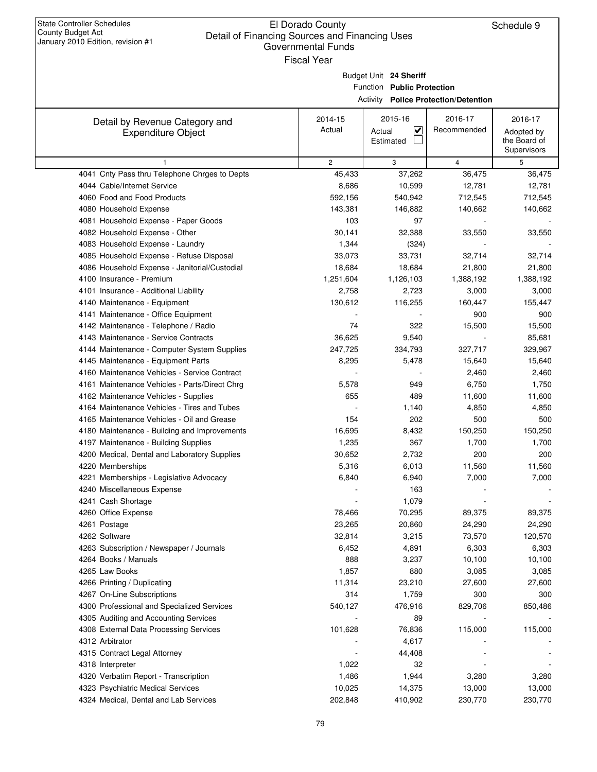State Controller Schedules
County Budget Act
January 2010 Edition, revision #1

# El Dorado County
## Detail of Financing Sources and Financing Uses
### Governmental Funds
Fiscal Year

Schedule 9

Budget Unit **24 Sheriff**
Function **Public Protection**
Activity **Police Protection/Detention**

| Detail by Revenue Category and Expenditure Object | 2014-15 Actual | 2015-16 Actual ☑ Estimated ☐ | 2016-17 Recommended | 2016-17 Adopted by the Board of Supervisors |
|---|---|---|---|---|
| 1 | 2 | 3 | 4 | 5 |
| 4041 Cnty Pass thru Telephone Chrges to Depts | 45,433 | 37,262 | 36,475 | 36,475 |
| 4044 Cable/Internet Service | 8,686 | 10,599 | 12,781 | 12,781 |
| 4060 Food and Food Products | 592,156 | 540,942 | 712,545 | 712,545 |
| 4080 Household Expense | 143,381 | 146,882 | 140,662 | 140,662 |
| 4081 Household Expense - Paper Goods | 103 | 97 | - | - |
| 4082 Household Expense - Other | 30,141 | 32,388 | 33,550 | 33,550 |
| 4083 Household Expense - Laundry | 1,344 | (324) | - | - |
| 4085 Household Expense - Refuse Disposal | 33,073 | 33,731 | 32,714 | 32,714 |
| 4086 Household Expense - Janitorial/Custodial | 18,684 | 18,684 | 21,800 | 21,800 |
| 4100 Insurance - Premium | 1,251,604 | 1,126,103 | 1,388,192 | 1,388,192 |
| 4101 Insurance - Additional Liability | 2,758 | 2,723 | 3,000 | 3,000 |
| 4140 Maintenance - Equipment | 130,612 | 116,255 | 160,447 | 155,447 |
| 4141 Maintenance - Office Equipment | - | - | 900 | 900 |
| 4142 Maintenance - Telephone / Radio | 74 | 322 | 15,500 | 15,500 |
| 4143 Maintenance - Service Contracts | 36,625 | 9,540 | - | 85,681 |
| 4144 Maintenance - Computer System Supplies | 247,725 | 334,793 | 327,717 | 329,967 |
| 4145 Maintenance - Equipment Parts | 8,295 | 5,478 | 15,640 | 15,640 |
| 4160 Maintenance Vehicles - Service Contract | - | - | 2,460 | 2,460 |
| 4161 Maintenance Vehicles - Parts/Direct Chrg | 5,578 | 949 | 6,750 | 1,750 |
| 4162 Maintenance Vehicles - Supplies | 655 | 489 | 11,600 | 11,600 |
| 4164 Maintenance Vehicles - Tires and Tubes | - | 1,140 | 4,850 | 4,850 |
| 4165 Maintenance Vehicles - Oil and Grease | 154 | 202 | 500 | 500 |
| 4180 Maintenance - Building and Improvements | 16,695 | 8,432 | 150,250 | 150,250 |
| 4197 Maintenance - Building Supplies | 1,235 | 367 | 1,700 | 1,700 |
| 4200 Medical, Dental and Laboratory Supplies | 30,652 | 2,732 | 200 | 200 |
| 4220 Memberships | 5,316 | 6,013 | 11,560 | 11,560 |
| 4221 Memberships - Legislative Advocacy | 6,840 | 6,940 | 7,000 | 7,000 |
| 4240 Miscellaneous Expense | - | 163 | - | - |
| 4241 Cash Shortage | - | 1,079 | - | - |
| 4260 Office Expense | 78,466 | 70,295 | 89,375 | 89,375 |
| 4261 Postage | 23,265 | 20,860 | 24,290 | 24,290 |
| 4262 Software | 32,814 | 3,215 | 73,570 | 120,570 |
| 4263 Subscription / Newspaper / Journals | 6,452 | 4,891 | 6,303 | 6,303 |
| 4264 Books / Manuals | 888 | 3,237 | 10,100 | 10,100 |
| 4265 Law Books | 1,857 | 880 | 3,085 | 3,085 |
| 4266 Printing / Duplicating | 11,314 | 23,210 | 27,600 | 27,600 |
| 4267 On-Line Subscriptions | 314 | 1,759 | 300 | 300 |
| 4300 Professional and Specialized Services | 540,127 | 476,916 | 829,706 | 850,486 |
| 4305 Auditing and Accounting Services | - | 89 | - | - |
| 4308 External Data Processing Services | 101,628 | 76,836 | 115,000 | 115,000 |
| 4312 Arbitrator | - | 4,617 | - | - |
| 4315 Contract Legal Attorney | - | 44,408 | - | - |
| 4318 Interpreter | 1,022 | 32 | - | - |
| 4320 Verbatim Report - Transcription | 1,486 | 1,944 | 3,280 | 3,280 |
| 4323 Psychiatric Medical Services | 10,025 | 14,375 | 13,000 | 13,000 |
| 4324 Medical, Dental and Lab Services | 202,848 | 410,902 | 230,770 | 230,770 |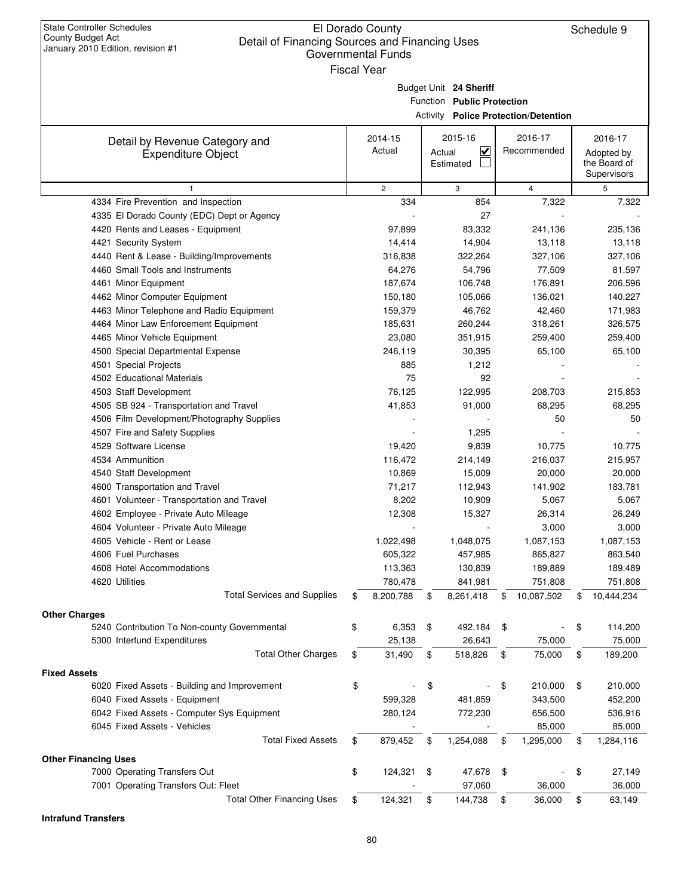State Controller Schedules
County Budget Act
January 2010 Edition, revision #1

# El Dorado County
## Detail of Financing Sources and Financing Uses
### Governmental Funds
### Fiscal Year

Schedule 9

Budget Unit **24 Sheriff**
Function **Public Protection**
Activity **Police Protection/Detention**

| Detail by Revenue Category and Expenditure Object | 2014-15 Actual | 2015-16 Actual ☑ Estimated ☐ | 2016-17 Recommended | 2016-17 Adopted by the Board of Supervisors |
|---|---|---|---|---|
| 1 | 2 | 3 | 4 | 5 |
| 4334 Fire Prevention and Inspection | 334 | 854 | 7,322 | 7,322 |
| 4335 El Dorado County (EDC) Dept or Agency | - | 27 | - | - |
| 4420 Rents and Leases - Equipment | 97,899 | 83,332 | 241,136 | 235,136 |
| 4421 Security System | 14,414 | 14,904 | 13,118 | 13,118 |
| 4440 Rent & Lease - Building/Improvements | 316,838 | 322,264 | 327,106 | 327,106 |
| 4460 Small Tools and Instruments | 64,276 | 54,796 | 77,509 | 81,597 |
| 4461 Minor Equipment | 187,674 | 106,748 | 176,891 | 206,596 |
| 4462 Minor Computer Equipment | 150,180 | 105,066 | 136,021 | 140,227 |
| 4463 Minor Telephone and Radio Equipment | 159,379 | 46,762 | 42,460 | 171,983 |
| 4464 Minor Law Enforcement Equipment | 185,631 | 260,244 | 318,261 | 326,575 |
| 4465 Minor Vehicle Equipment | 23,080 | 351,915 | 259,400 | 259,400 |
| 4500 Special Departmental Expense | 246,119 | 30,395 | 65,100 | 65,100 |
| 4501 Special Projects | 885 | 1,212 | - | - |
| 4502 Educational Materials | 75 | 92 | - | - |
| 4503 Staff Development | 76,125 | 122,995 | 208,703 | 215,853 |
| 4505 SB 924 - Transportation and Travel | 41,853 | 91,000 | 68,295 | 68,295 |
| 4506 Film Development/Photography Supplies | - | - | 50 | 50 |
| 4507 Fire and Safety Supplies | - | 1,295 | - | - |
| 4529 Software License | 19,420 | 9,839 | 10,775 | 10,775 |
| 4534 Ammunition | 116,472 | 214,149 | 216,037 | 215,957 |
| 4540 Staff Development | 10,869 | 15,009 | 20,000 | 20,000 |
| 4600 Transportation and Travel | 71,217 | 112,943 | 141,902 | 183,781 |
| 4601 Volunteer - Transportation and Travel | 8,202 | 10,909 | 5,067 | 5,067 |
| 4602 Employee - Private Auto Mileage | 12,308 | 15,327 | 26,314 | 26,249 |
| 4604 Volunteer - Private Auto Mileage | - | - | 3,000 | 3,000 |
| 4605 Vehicle - Rent or Lease | 1,022,498 | 1,048,075 | 1,087,153 | 1,087,153 |
| 4606 Fuel Purchases | 605,322 | 457,985 | 865,827 | 863,540 |
| 4608 Hotel Accommodations | 113,363 | 130,839 | 189,889 | 189,489 |
| 4620 Utilities | 780,478 | 841,981 | 751,808 | 751,808 |
| Total Services and Supplies | $ 8,200,788 | $ 8,261,418 | $ 10,087,502 | $ 10,444,234 |
| **Other Charges** | | | | |
| 5240 Contribution To Non-county Governmental | $ 6,353 | $ 492,184 | $ - | $ 114,200 |
| 5300 Interfund Expenditures | 25,138 | 26,643 | 75,000 | 75,000 |
| Total Other Charges | $ 31,490 | $ 518,826 | $ 75,000 | $ 189,200 |
| **Fixed Assets** | | | | |
| 6020 Fixed Assets - Building and Improvement | $ - | $ - | $ 210,000 | $ 210,000 |
| 6040 Fixed Assets - Equipment | 599,328 | 481,859 | 343,500 | 452,200 |
| 6042 Fixed Assets - Computer Sys Equipment | 280,124 | 772,230 | 656,500 | 536,916 |
| 6045 Fixed Assets - Vehicles | - | - | 85,000 | 85,000 |
| Total Fixed Assets | $ 879,452 | $ 1,254,088 | $ 1,295,000 | $ 1,284,116 |
| **Other Financing Uses** | | | | |
| 7000 Operating Transfers Out | $ 124,321 | $ 47,678 | $ - | $ 27,149 |
| 7001 Operating Transfers Out: Fleet | - | 97,060 | 36,000 | 36,000 |
| Total Other Financing Uses | $ 124,321 | $ 144,738 | $ 36,000 | $ 63,149 |
| **Intrafund Transfers** | | | | |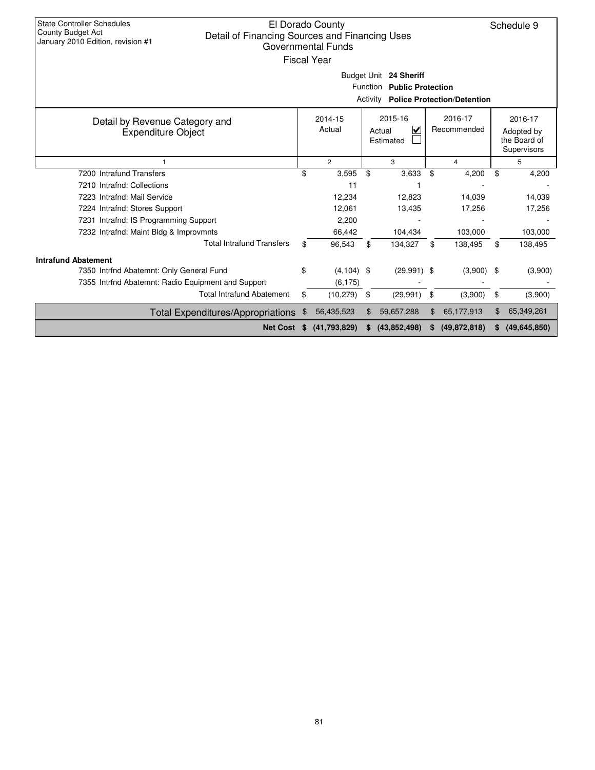State Controller Schedules
County Budget Act
January 2010 Edition, revision #1

# El Dorado County
## Detail of Financing Sources and Financing Uses
### Governmental Funds
Fiscal Year

Schedule 9

Budget Unit **24 Sheriff**
Function **Public Protection**
Activity **Police Protection/Detention**

| Detail by Revenue Category and Expenditure Object | 2014-15 Actual | 2015-16 Actual ☑ Estimated ☐ | 2016-17 Recommended | 2016-17 Adopted by the Board of Supervisors |
|---|---|---|---|---|
| 1 | 2 | 3 | 4 | 5 |
| 7200 Intrafund Transfers | $ 3,595 | $ 3,633 | $ 4,200 | $ 4,200 |
| 7210 Intrafnd: Collections | 11 | 1 | - | - |
| 7223 Intrafnd: Mail Service | 12,234 | 12,823 | 14,039 | 14,039 |
| 7224 Intrafnd: Stores Support | 12,061 | 13,435 | 17,256 | 17,256 |
| 7231 Intrafnd: IS Programming Support | 2,200 | - | - | - |
| 7232 Intrafnd: Maint Bldg & Improvmnts | 66,442 | 104,434 | 103,000 | 103,000 |
| Total Intrafund Transfers | $ 96,543 | $ 134,327 | $ 138,495 | $ 138,495 |
| **Intrafund Abatement** | | | | |
| 7350 Intrfnd Abatemnt: Only General Fund | $ (4,104) | $ (29,991) | $ (3,900) | $ (3,900) |
| 7355 Intrfnd Abatemnt: Radio Equipment and Support | (6,175) | - | - | - |
| Total Intrafund Abatement | $ (10,279) | $ (29,991) | $ (3,900) | $ (3,900) |
| Total Expenditures/Appropriations | $ 56,435,523 | $ 59,657,288 | $ 65,177,913 | $ 65,349,261 |
| **Net Cost** | **$ (41,793,829)** | **$ (43,852,498)** | **$ (49,872,818)** | **$ (49,645,850)** |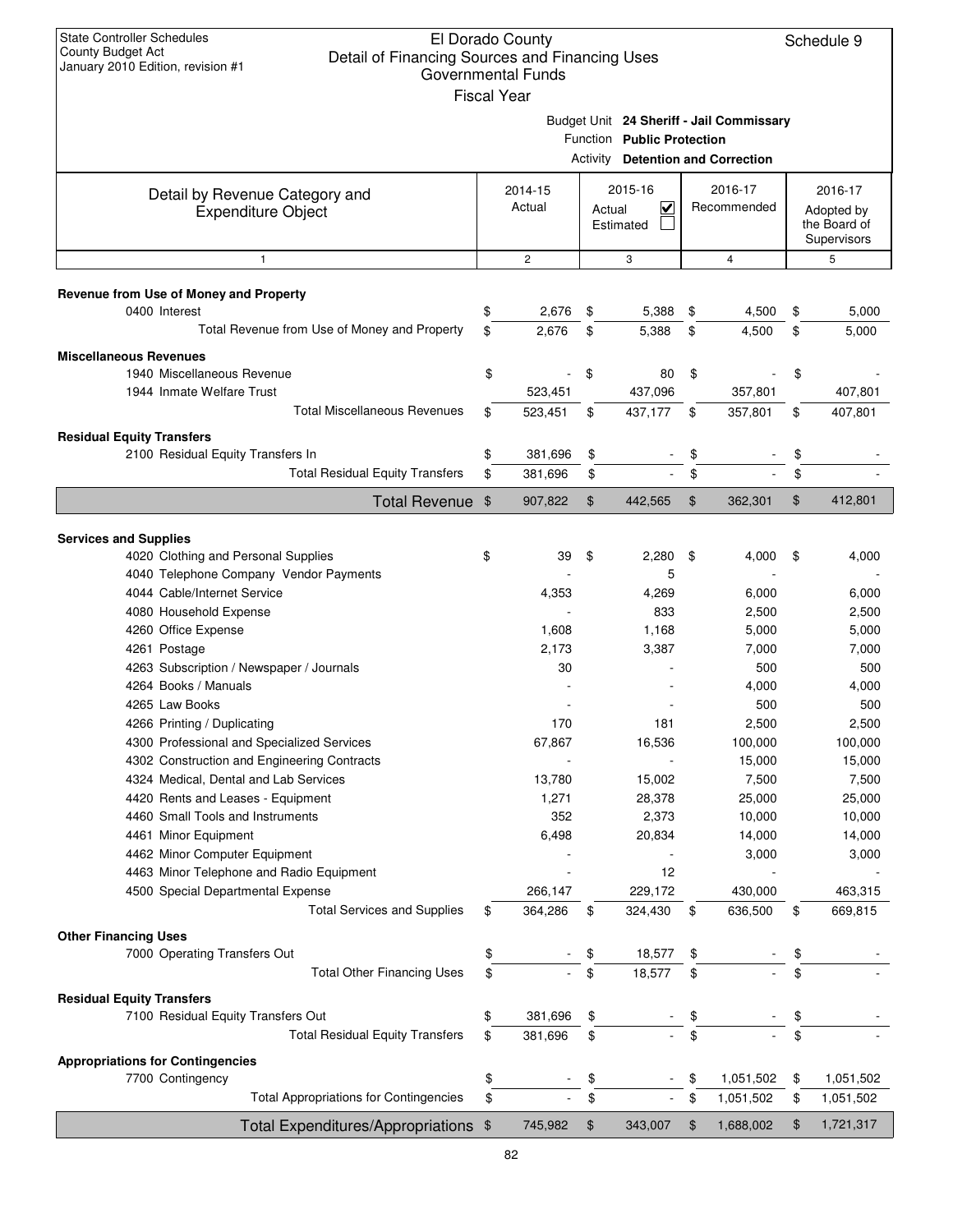State Controller Schedules
County Budget Act
January 2010 Edition, revision #1

# El Dorado County
## Detail of Financing Sources and Financing Uses
### Governmental Funds
### Fiscal Year

Schedule 9

Budget Unit **24 Sheriff - Jail Commissary**
Function **Public Protection**
Activity **Detention and Correction**

| Detail by Revenue Category and Expenditure Object | 2014-15 Actual | 2015-16 Actual ☑ Estimated ☐ | 2016-17 Recommended | 2016-17 Adopted by the Board of Supervisors |
|---|---|---|---|---|
| 1 | 2 | 3 | 4 | 5 |
| **Revenue from Use of Money and Property** | | | | |
| 0400 Interest | $ 2,676 | $ 5,388 | $ 4,500 | $ 5,000 |
| Total Revenue from Use of Money and Property | $ 2,676 | $ 5,388 | $ 4,500 | $ 5,000 |
| **Miscellaneous Revenues** | | | | |
| 1940 Miscellaneous Revenue | $ - | $ 80 | $ - | $ - |
| 1944 Inmate Welfare Trust | 523,451 | 437,096 | 357,801 | 407,801 |
| Total Miscellaneous Revenues | $ 523,451 | $ 437,177 | $ 357,801 | $ 407,801 |
| **Residual Equity Transfers** | | | | |
| 2100 Residual Equity Transfers In | $ 381,696 | $ - | $ - | $ - |
| Total Residual Equity Transfers | $ 381,696 | $ - | $ - | $ - |
| **Total Revenue** | $ 907,822 | $ 442,565 | $ 362,301 | $ 412,801 |
| **Services and Supplies** | | | | |
| 4020 Clothing and Personal Supplies | $ 39 | $ 2,280 | $ 4,000 | $ 4,000 |
| 4040 Telephone Company Vendor Payments | - | 5 | - | - |
| 4044 Cable/Internet Service | 4,353 | 4,269 | 6,000 | 6,000 |
| 4080 Household Expense | - | 833 | 2,500 | 2,500 |
| 4260 Office Expense | 1,608 | 1,168 | 5,000 | 5,000 |
| 4261 Postage | 2,173 | 3,387 | 7,000 | 7,000 |
| 4263 Subscription / Newspaper / Journals | 30 | - | 500 | 500 |
| 4264 Books / Manuals | - | - | 4,000 | 4,000 |
| 4265 Law Books | - | - | 500 | 500 |
| 4266 Printing / Duplicating | 170 | 181 | 2,500 | 2,500 |
| 4300 Professional and Specialized Services | 67,867 | 16,536 | 100,000 | 100,000 |
| 4302 Construction and Engineering Contracts | - | - | 15,000 | 15,000 |
| 4324 Medical, Dental and Lab Services | 13,780 | 15,002 | 7,500 | 7,500 |
| 4420 Rents and Leases - Equipment | 1,271 | 28,378 | 25,000 | 25,000 |
| 4460 Small Tools and Instruments | 352 | 2,373 | 10,000 | 10,000 |
| 4461 Minor Equipment | 6,498 | 20,834 | 14,000 | 14,000 |
| 4462 Minor Computer Equipment | - | - | 3,000 | 3,000 |
| 4463 Minor Telephone and Radio Equipment | - | 12 | - | - |
| 4500 Special Departmental Expense | 266,147 | 229,172 | 430,000 | 463,315 |
| Total Services and Supplies | $ 364,286 | $ 324,430 | $ 636,500 | $ 669,815 |
| **Other Financing Uses** | | | | |
| 7000 Operating Transfers Out | $ - | $ 18,577 | $ - | $ - |
| Total Other Financing Uses | $ - | $ 18,577 | $ - | $ - |
| **Residual Equity Transfers** | | | | |
| 7100 Residual Equity Transfers Out | $ 381,696 | $ - | $ - | $ - |
| Total Residual Equity Transfers | $ 381,696 | $ - | $ - | $ - |
| **Appropriations for Contingencies** | | | | |
| 7700 Contingency | $ - | $ - | $ 1,051,502 | $ 1,051,502 |
| Total Appropriations for Contingencies | $ - | $ - | $ 1,051,502 | $ 1,051,502 |
| **Total Expenditures/Appropriations** | $ 745,982 | $ 343,007 | $ 1,688,002 | $ 1,721,317 |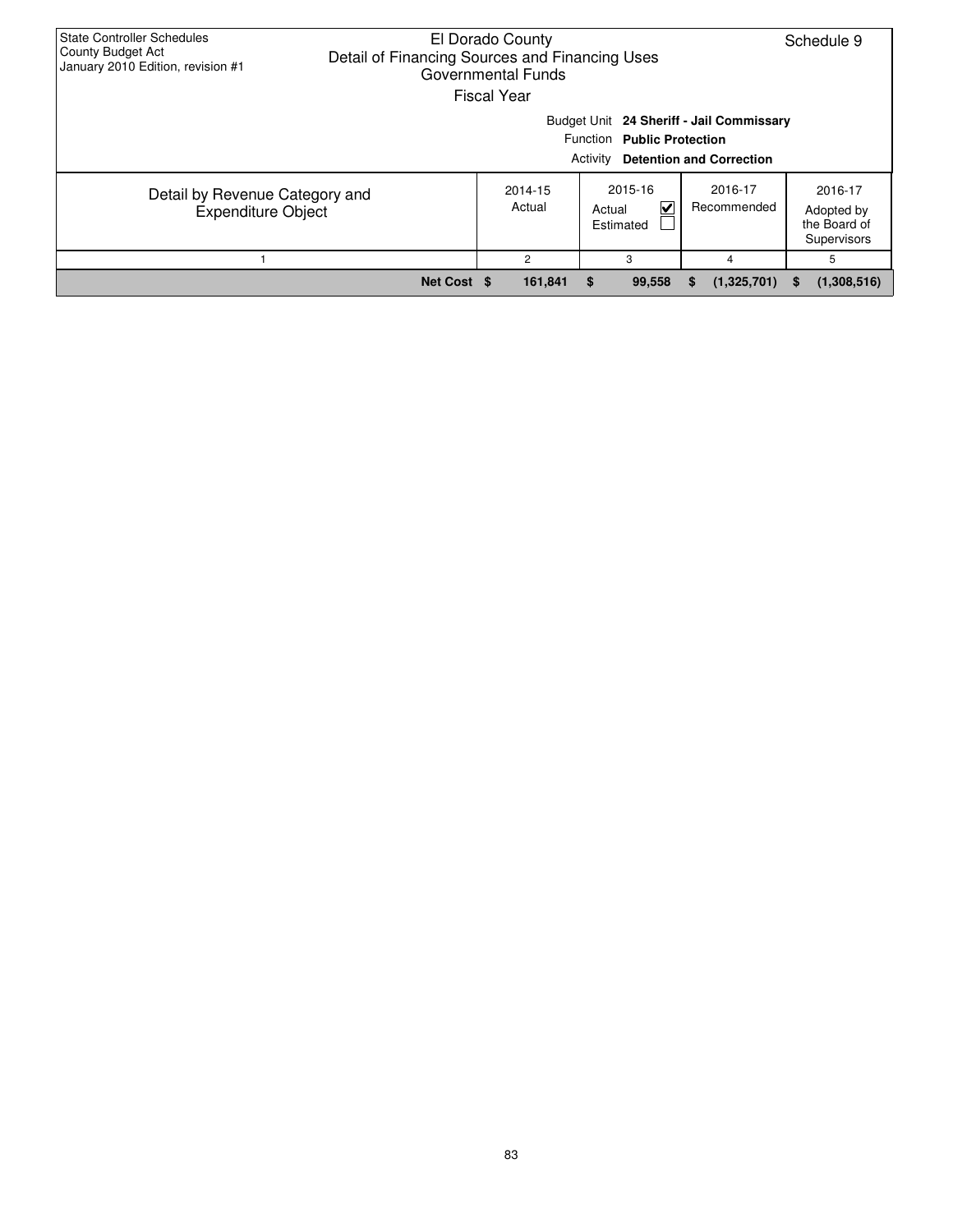State Controller Schedules
County Budget Act
January 2010 Edition, revision #1

El Dorado County
Detail of Financing Sources and Financing Uses
Governmental Funds
Fiscal Year

Schedule 9

Budget Unit **24 Sheriff - Jail Commissary**
Function **Public Protection**
Activity **Detention and Correction**

| Detail by Revenue Category and Expenditure Object | 2014-15 Actual | 2015-16 Actual ☑ Estimated ☐ | 2016-17 Recommended | 2016-17 Adopted by the Board of Supervisors |
|---|---|---|---|---|
| 1 | 2 | 3 | 4 | 5 |
| **Net Cost** | **$ 161,841** | **$ 99,558** | **$ (1,325,701)** | **$ (1,308,516)** |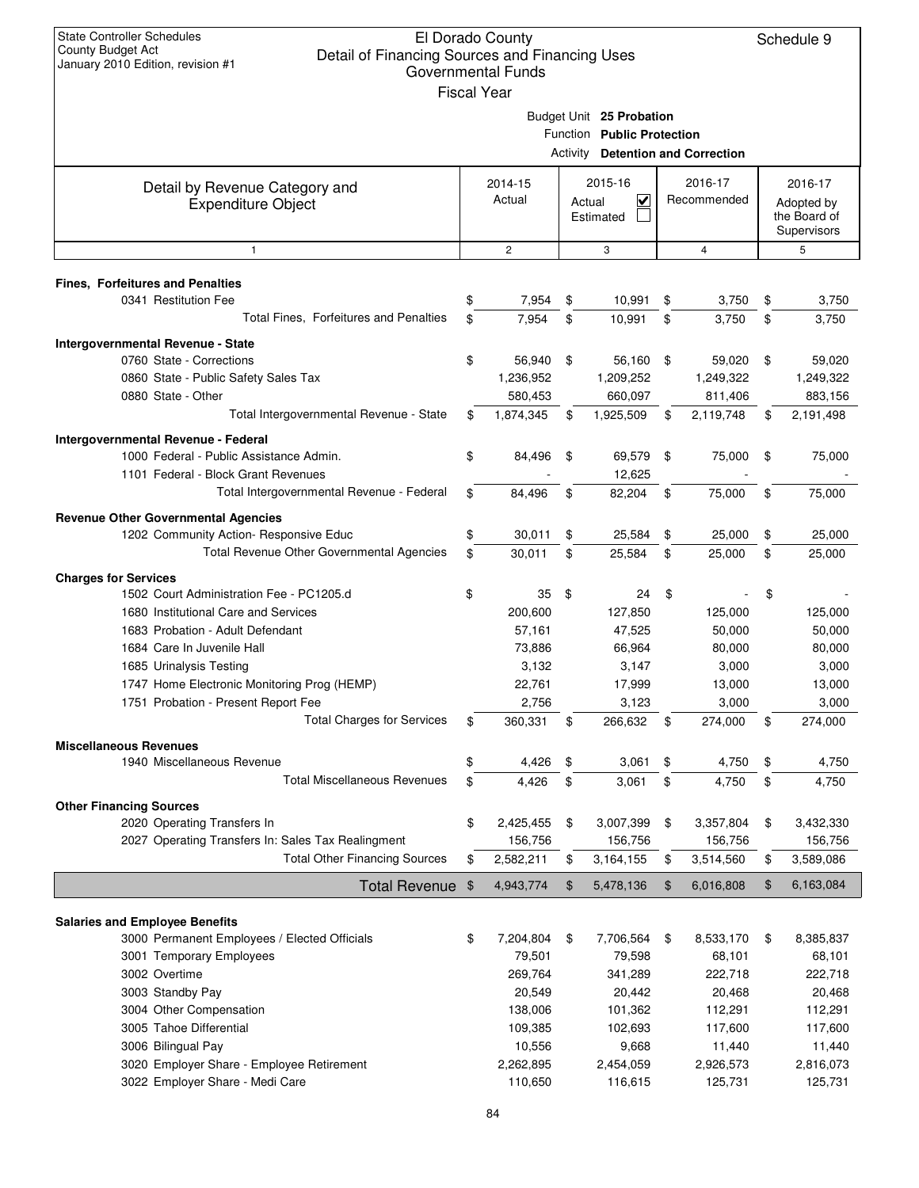State Controller Schedules
County Budget Act
January 2010 Edition, revision #1

# El Dorado County
## Detail of Financing Sources and Financing Uses
### Governmental Funds
### Fiscal Year

Schedule 9

Budget Unit **25 Probation**
Function **Public Protection**
Activity **Detention and Correction**

| Detail by Revenue Category and Expenditure Object | 2014-15 Actual | 2015-16 Actual ☑ Estimated ☐ | 2016-17 Recommended | 2016-17 Adopted by the Board of Supervisors |
|---|---|---|---|---|
| 1 | 2 | 3 | 4 | 5 |
| **Fines, Forfeitures and Penalties** | | | | |
| 0341 Restitution Fee | $ 7,954 | $ 10,991 | $ 3,750 | $ 3,750 |
| Total Fines, Forfeitures and Penalties | $ 7,954 | $ 10,991 | $ 3,750 | $ 3,750 |
| **Intergovernmental Revenue - State** | | | | |
| 0760 State - Corrections | $ 56,940 | $ 56,160 | $ 59,020 | $ 59,020 |
| 0860 State - Public Safety Sales Tax | 1,236,952 | 1,209,252 | 1,249,322 | 1,249,322 |
| 0880 State - Other | 580,453 | 660,097 | 811,406 | 883,156 |
| Total Intergovernmental Revenue - State | $ 1,874,345 | $ 1,925,509 | $ 2,119,748 | $ 2,191,498 |
| **Intergovernmental Revenue - Federal** | | | | |
| 1000 Federal - Public Assistance Admin. | $ 84,496 | $ 69,579 | $ 75,000 | $ 75,000 |
| 1101 Federal - Block Grant Revenues | - | 12,625 | - | - |
| Total Intergovernmental Revenue - Federal | $ 84,496 | $ 82,204 | $ 75,000 | $ 75,000 |
| **Revenue Other Governmental Agencies** | | | | |
| 1202 Community Action- Responsive Educ | $ 30,011 | $ 25,584 | $ 25,000 | $ 25,000 |
| Total Revenue Other Governmental Agencies | $ 30,011 | $ 25,584 | $ 25,000 | $ 25,000 |
| **Charges for Services** | | | | |
| 1502 Court Administration Fee - PC1205.d | $ 35 | $ 24 | $ - | $ - |
| 1680 Institutional Care and Services | 200,600 | 127,850 | 125,000 | 125,000 |
| 1683 Probation - Adult Defendant | 57,161 | 47,525 | 50,000 | 50,000 |
| 1684 Care In Juvenile Hall | 73,886 | 66,964 | 80,000 | 80,000 |
| 1685 Urinalysis Testing | 3,132 | 3,147 | 3,000 | 3,000 |
| 1747 Home Electronic Monitoring Prog (HEMP) | 22,761 | 17,999 | 13,000 | 13,000 |
| 1751 Probation - Present Report Fee | 2,756 | 3,123 | 3,000 | 3,000 |
| Total Charges for Services | $ 360,331 | $ 266,632 | $ 274,000 | $ 274,000 |
| **Miscellaneous Revenues** | | | | |
| 1940 Miscellaneous Revenue | $ 4,426 | $ 3,061 | $ 4,750 | $ 4,750 |
| Total Miscellaneous Revenues | $ 4,426 | $ 3,061 | $ 4,750 | $ 4,750 |
| **Other Financing Sources** | | | | |
| 2020 Operating Transfers In | $ 2,425,455 | $ 3,007,399 | $ 3,357,804 | $ 3,432,330 |
| 2027 Operating Transfers In: Sales Tax Realingment | 156,756 | 156,756 | 156,756 | 156,756 |
| Total Other Financing Sources | $ 2,582,211 | $ 3,164,155 | $ 3,514,560 | $ 3,589,086 |
| **Total Revenue** | $ 4,943,774 | $ 5,478,136 | $ 6,016,808 | $ 6,163,084 |
| **Salaries and Employee Benefits** | | | | |
| 3000 Permanent Employees / Elected Officials | $ 7,204,804 | $ 7,706,564 | $ 8,533,170 | $ 8,385,837 |
| 3001 Temporary Employees | 79,501 | 79,598 | 68,101 | 68,101 |
| 3002 Overtime | 269,764 | 341,289 | 222,718 | 222,718 |
| 3003 Standby Pay | 20,549 | 20,442 | 20,468 | 20,468 |
| 3004 Other Compensation | 138,006 | 101,362 | 112,291 | 112,291 |
| 3005 Tahoe Differential | 109,385 | 102,693 | 117,600 | 117,600 |
| 3006 Bilingual Pay | 10,556 | 9,668 | 11,440 | 11,440 |
| 3020 Employer Share - Employee Retirement | 2,262,895 | 2,454,059 | 2,926,573 | 2,816,073 |
| 3022 Employer Share - Medi Care | 110,650 | 116,615 | 125,731 | 125,731 |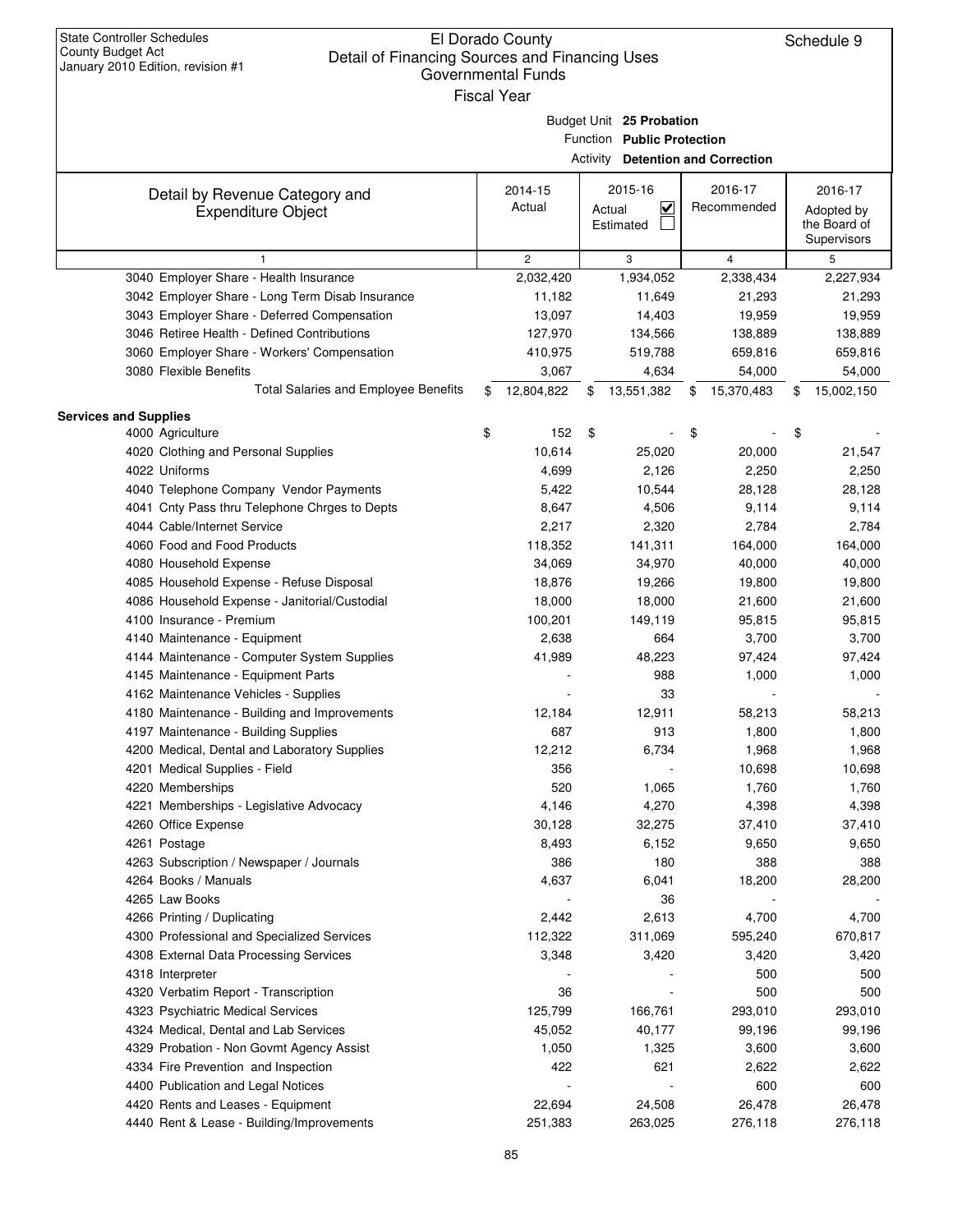State Controller Schedules
County Budget Act
January 2010 Edition, revision #1

# El Dorado County
## Detail of Financing Sources and Financing Uses
### Governmental Funds
Fiscal Year

Schedule 9

Budget Unit **25 Probation**
Function **Public Protection**
Activity **Detention and Correction**

| Detail by Revenue Category and Expenditure Object | 2014-15 Actual | 2015-16 Actual ☑ Estimated ☐ | 2016-17 Recommended | 2016-17 Adopted by the Board of Supervisors |
|---|---|---|---|---|
| 1 | 2 | 3 | 4 | 5 |
| 3040 Employer Share - Health Insurance | 2,032,420 | 1,934,052 | 2,338,434 | 2,227,934 |
| 3042 Employer Share - Long Term Disab Insurance | 11,182 | 11,649 | 21,293 | 21,293 |
| 3043 Employer Share - Deferred Compensation | 13,097 | 14,403 | 19,959 | 19,959 |
| 3046 Retiree Health - Defined Contributions | 127,970 | 134,566 | 138,889 | 138,889 |
| 3060 Employer Share - Workers' Compensation | 410,975 | 519,788 | 659,816 | 659,816 |
| 3080 Flexible Benefits | 3,067 | 4,634 | 54,000 | 54,000 |
| Total Salaries and Employee Benefits | $ 12,804,822 | $ 13,551,382 | $ 15,370,483 | $ 15,002,150 |
| **Services and Supplies** | | | | |
| 4000 Agriculture | $ 152 | $ - | $ - | $ - |
| 4020 Clothing and Personal Supplies | 10,614 | 25,020 | 20,000 | 21,547 |
| 4022 Uniforms | 4,699 | 2,126 | 2,250 | 2,250 |
| 4040 Telephone Company Vendor Payments | 5,422 | 10,544 | 28,128 | 28,128 |
| 4041 Cnty Pass thru Telephone Chrges to Depts | 8,647 | 4,506 | 9,114 | 9,114 |
| 4044 Cable/Internet Service | 2,217 | 2,320 | 2,784 | 2,784 |
| 4060 Food and Food Products | 118,352 | 141,311 | 164,000 | 164,000 |
| 4080 Household Expense | 34,069 | 34,970 | 40,000 | 40,000 |
| 4085 Household Expense - Refuse Disposal | 18,876 | 19,266 | 19,800 | 19,800 |
| 4086 Household Expense - Janitorial/Custodial | 18,000 | 18,000 | 21,600 | 21,600 |
| 4100 Insurance - Premium | 100,201 | 149,119 | 95,815 | 95,815 |
| 4140 Maintenance - Equipment | 2,638 | 664 | 3,700 | 3,700 |
| 4144 Maintenance - Computer System Supplies | 41,989 | 48,223 | 97,424 | 97,424 |
| 4145 Maintenance - Equipment Parts | - | 988 | 1,000 | 1,000 |
| 4162 Maintenance Vehicles - Supplies | - | 33 | - | - |
| 4180 Maintenance - Building and Improvements | 12,184 | 12,911 | 58,213 | 58,213 |
| 4197 Maintenance - Building Supplies | 687 | 913 | 1,800 | 1,800 |
| 4200 Medical, Dental and Laboratory Supplies | 12,212 | 6,734 | 1,968 | 1,968 |
| 4201 Medical Supplies - Field | 356 | - | 10,698 | 10,698 |
| 4220 Memberships | 520 | 1,065 | 1,760 | 1,760 |
| 4221 Memberships - Legislative Advocacy | 4,146 | 4,270 | 4,398 | 4,398 |
| 4260 Office Expense | 30,128 | 32,275 | 37,410 | 37,410 |
| 4261 Postage | 8,493 | 6,152 | 9,650 | 9,650 |
| 4263 Subscription / Newspaper / Journals | 386 | 180 | 388 | 388 |
| 4264 Books / Manuals | 4,637 | 6,041 | 18,200 | 28,200 |
| 4265 Law Books | - | 36 | - | - |
| 4266 Printing / Duplicating | 2,442 | 2,613 | 4,700 | 4,700 |
| 4300 Professional and Specialized Services | 112,322 | 311,069 | 595,240 | 670,817 |
| 4308 External Data Processing Services | 3,348 | 3,420 | 3,420 | 3,420 |
| 4318 Interpreter | - | - | 500 | 500 |
| 4320 Verbatim Report - Transcription | 36 | - | 500 | 500 |
| 4323 Psychiatric Medical Services | 125,799 | 166,761 | 293,010 | 293,010 |
| 4324 Medical, Dental and Lab Services | 45,052 | 40,177 | 99,196 | 99,196 |
| 4329 Probation - Non Govmt Agency Assist | 1,050 | 1,325 | 3,600 | 3,600 |
| 4334 Fire Prevention and Inspection | 422 | 621 | 2,622 | 2,622 |
| 4400 Publication and Legal Notices | - | - | 600 | 600 |
| 4420 Rents and Leases - Equipment | 22,694 | 24,508 | 26,478 | 26,478 |
| 4440 Rent & Lease - Building/Improvements | 251,383 | 263,025 | 276,118 | 276,118 |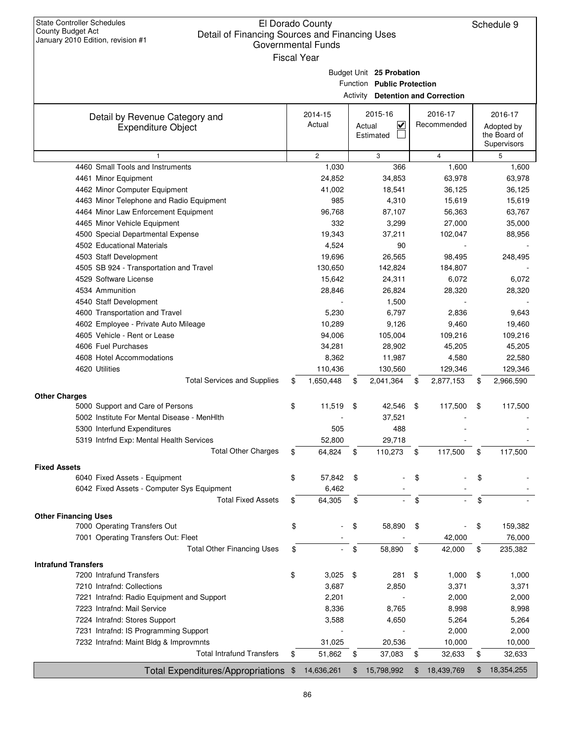State Controller Schedules
County Budget Act
January 2010 Edition, revision #1

# El Dorado County
## Detail of Financing Sources and Financing Uses
### Governmental Funds
Fiscal Year

Schedule 9

Budget Unit **25 Probation**
Function **Public Protection**
Activity **Detention and Correction**

| Detail by Revenue Category and Expenditure Object | 2014-15 Actual | 2015-16 Actual ☑ Estimated ☐ | 2016-17 Recommended | 2016-17 Adopted by the Board of Supervisors |
|---|---|---|---|---|
| 1 | 2 | 3 | 4 | 5 |
| 4460 Small Tools and Instruments | 1,030 | 366 | 1,600 | 1,600 |
| 4461 Minor Equipment | 24,852 | 34,853 | 63,978 | 63,978 |
| 4462 Minor Computer Equipment | 41,002 | 18,541 | 36,125 | 36,125 |
| 4463 Minor Telephone and Radio Equipment | 985 | 4,310 | 15,619 | 15,619 |
| 4464 Minor Law Enforcement Equipment | 96,768 | 87,107 | 56,363 | 63,767 |
| 4465 Minor Vehicle Equipment | 332 | 3,299 | 27,000 | 35,000 |
| 4500 Special Departmental Expense | 19,343 | 37,211 | 102,047 | 88,956 |
| 4502 Educational Materials | 4,524 | 90 | - | - |
| 4503 Staff Development | 19,696 | 26,565 | 98,495 | 248,495 |
| 4505 SB 924 - Transportation and Travel | 130,650 | 142,824 | 184,807 | - |
| 4529 Software License | 15,642 | 24,311 | 6,072 | 6,072 |
| 4534 Ammunition | 28,846 | 26,824 | 28,320 | 28,320 |
| 4540 Staff Development | - | 1,500 | - | - |
| 4600 Transportation and Travel | 5,230 | 6,797 | 2,836 | 9,643 |
| 4602 Employee - Private Auto Mileage | 10,289 | 9,126 | 9,460 | 19,460 |
| 4605 Vehicle - Rent or Lease | 94,006 | 105,004 | 109,216 | 109,216 |
| 4606 Fuel Purchases | 34,281 | 28,902 | 45,205 | 45,205 |
| 4608 Hotel Accommodations | 8,362 | 11,987 | 4,580 | 22,580 |
| 4620 Utilities | 110,436 | 130,560 | 129,346 | 129,346 |
| Total Services and Supplies | $ 1,650,448 | $ 2,041,364 | $ 2,877,153 | $ 2,966,590 |
| **Other Charges** | | | | |
| 5000 Support and Care of Persons | $ 11,519 | $ 42,546 | $ 117,500 | $ 117,500 |
| 5002 Institute For Mental Disease - MenHlth | - | 37,521 | - | - |
| 5300 Interfund Expenditures | 505 | 488 | - | - |
| 5319 Intrfnd Exp: Mental Health Services | 52,800 | 29,718 | - | - |
| Total Other Charges | $ 64,824 | $ 110,273 | $ 117,500 | $ 117,500 |
| **Fixed Assets** | | | | |
| 6040 Fixed Assets - Equipment | $ 57,842 | $ - | $ - | $ - |
| 6042 Fixed Assets - Computer Sys Equipment | 6,462 | - | - | - |
| Total Fixed Assets | $ 64,305 | $ - | $ - | $ - |
| **Other Financing Uses** | | | | |
| 7000 Operating Transfers Out | $ - | $ 58,890 | $ - | $ 159,382 |
| 7001 Operating Transfers Out: Fleet | - | - | 42,000 | 76,000 |
| Total Other Financing Uses | $ - | $ 58,890 | $ 42,000 | $ 235,382 |
| **Intrafund Transfers** | | | | |
| 7200 Intrafund Transfers | $ 3,025 | $ 281 | $ 1,000 | $ 1,000 |
| 7210 Intrafnd: Collections | 3,687 | 2,850 | 3,371 | 3,371 |
| 7221 Intrafnd: Radio Equipment and Support | 2,201 | - | 2,000 | 2,000 |
| 7223 Intrafnd: Mail Service | 8,336 | 8,765 | 8,998 | 8,998 |
| 7224 Intrafnd: Stores Support | 3,588 | 4,650 | 5,264 | 5,264 |
| 7231 Intrafnd: IS Programming Support | - | - | 2,000 | 2,000 |
| 7232 Intrafnd: Maint Bldg & Improvmnts | 31,025 | 20,536 | 10,000 | 10,000 |
| Total Intrafund Transfers | $ 51,862 | $ 37,083 | $ 32,633 | $ 32,633 |
| **Total Expenditures/Appropriations** | $ 14,636,261 | $ 15,798,992 | $ 18,439,769 | $ 18,354,255 |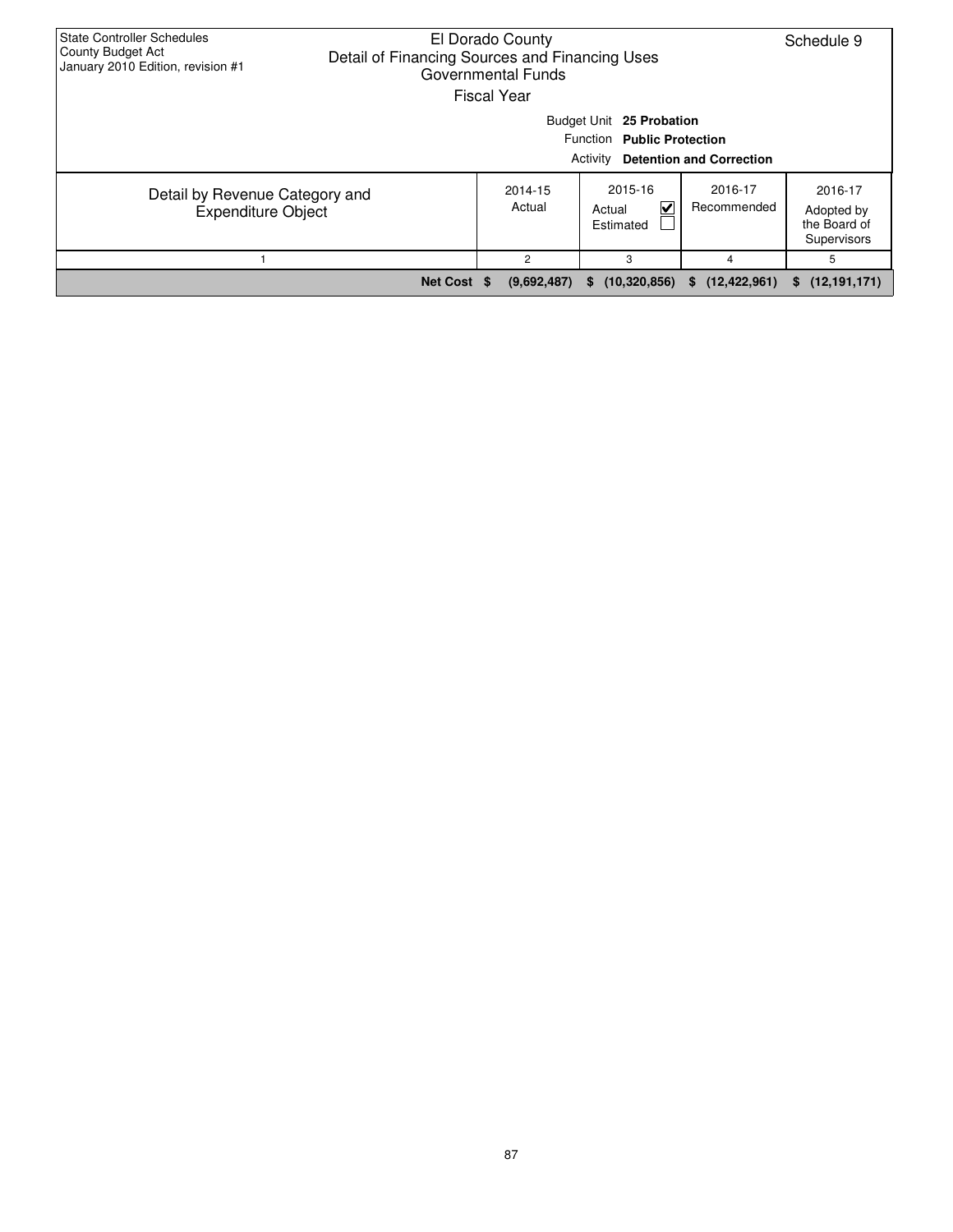State Controller Schedules
County Budget Act
January 2010 Edition, revision #1

# El Dorado County
## Detail of Financing Sources and Financing Uses
### Governmental Funds
Fiscal Year

Schedule 9

Budget Unit **25 Probation**
Function **Public Protection**
Activity **Detention and Correction**

| Detail by Revenue Category and Expenditure Object | 2014-15 Actual | 2015-16 Actual ☑ Estimated ☐ | 2016-17 Recommended | 2016-17 Adopted by the Board of Supervisors |
|---|---|---|---|---|
| 1 | 2 | 3 | 4 | 5 |
| **Net Cost** | **$ (9,692,487)** | **$ (10,320,856)** | **$ (12,422,961)** | **$ (12,191,171)** |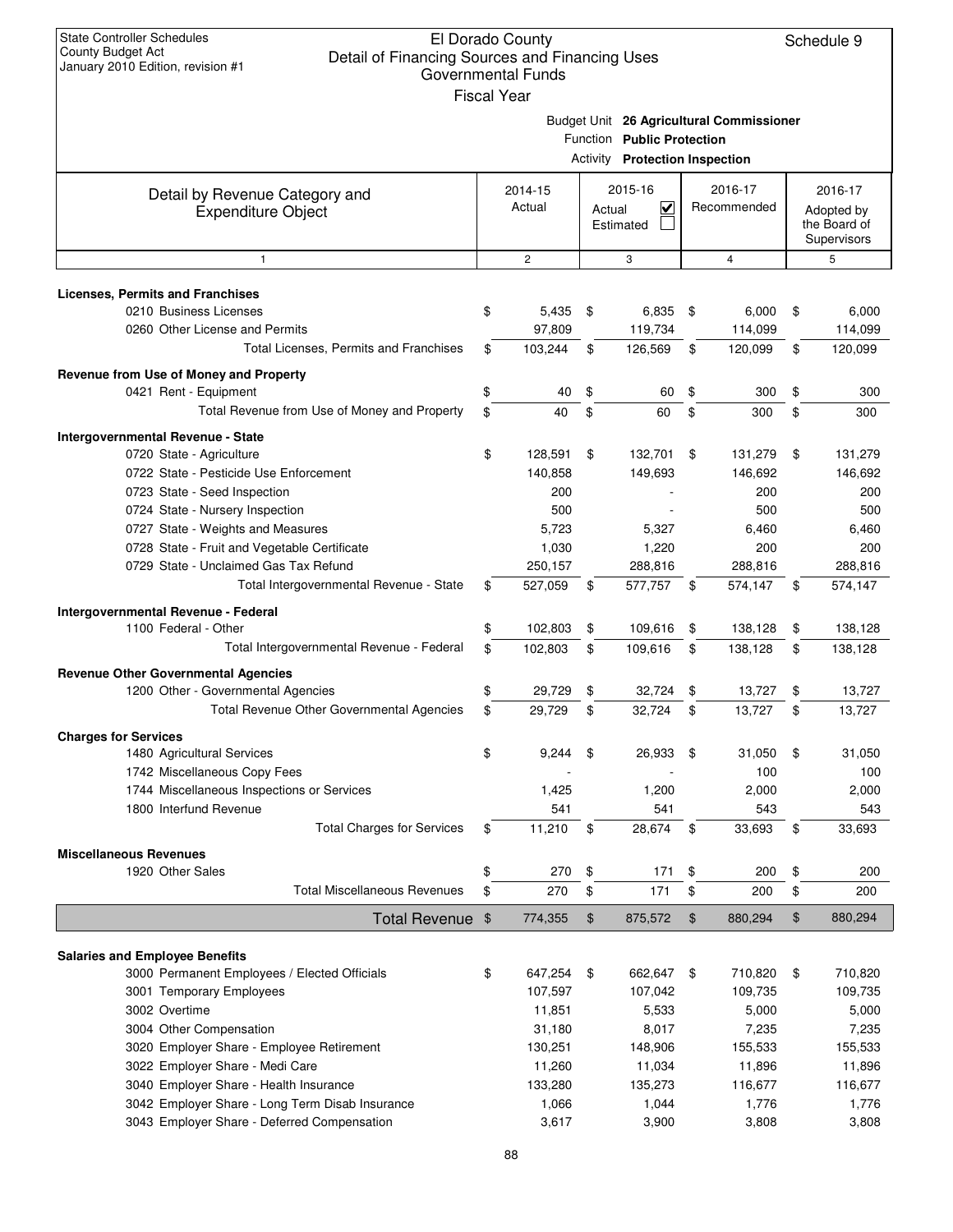State Controller Schedules
County Budget Act
January 2010 Edition, revision #1

# El Dorado County
## Detail of Financing Sources and Financing Uses
### Governmental Funds
Fiscal Year

Schedule 9

Budget Unit **26 Agricultural Commissioner**
Function **Public Protection**
Activity **Protection Inspection**

| Detail by Revenue Category and Expenditure Object | 2014-15 Actual | 2015-16 Actual ☑ Estimated ☐ | 2016-17 Recommended | 2016-17 Adopted by the Board of Supervisors |
|---|---|---|---|---|
| 1 | 2 | 3 | 4 | 5 |
| **Licenses, Permits and Franchises** | | | | |
| 0210 Business Licenses | $ 5,435 | $ 6,835 | $ 6,000 | $ 6,000 |
| 0260 Other License and Permits | 97,809 | 119,734 | 114,099 | 114,099 |
| Total Licenses, Permits and Franchises | $ 103,244 | $ 126,569 | $ 120,099 | $ 120,099 |
| **Revenue from Use of Money and Property** | | | | |
| 0421 Rent - Equipment | $ 40 | $ 60 | $ 300 | $ 300 |
| Total Revenue from Use of Money and Property | $ 40 | $ 60 | $ 300 | $ 300 |
| **Intergovernmental Revenue - State** | | | | |
| 0720 State - Agriculture | $ 128,591 | $ 132,701 | $ 131,279 | $ 131,279 |
| 0722 State - Pesticide Use Enforcement | 140,858 | 149,693 | 146,692 | 146,692 |
| 0723 State - Seed Inspection | 200 | - | 200 | 200 |
| 0724 State - Nursery Inspection | 500 | - | 500 | 500 |
| 0727 State - Weights and Measures | 5,723 | 5,327 | 6,460 | 6,460 |
| 0728 State - Fruit and Vegetable Certificate | 1,030 | 1,220 | 200 | 200 |
| 0729 State - Unclaimed Gas Tax Refund | 250,157 | 288,816 | 288,816 | 288,816 |
| Total Intergovernmental Revenue - State | $ 527,059 | $ 577,757 | $ 574,147 | $ 574,147 |
| **Intergovernmental Revenue - Federal** | | | | |
| 1100 Federal - Other | $ 102,803 | $ 109,616 | $ 138,128 | $ 138,128 |
| Total Intergovernmental Revenue - Federal | $ 102,803 | $ 109,616 | $ 138,128 | $ 138,128 |
| **Revenue Other Governmental Agencies** | | | | |
| 1200 Other - Governmental Agencies | $ 29,729 | $ 32,724 | $ 13,727 | $ 13,727 |
| Total Revenue Other Governmental Agencies | $ 29,729 | $ 32,724 | $ 13,727 | $ 13,727 |
| **Charges for Services** | | | | |
| 1480 Agricultural Services | $ 9,244 | $ 26,933 | $ 31,050 | $ 31,050 |
| 1742 Miscellaneous Copy Fees | - | - | 100 | 100 |
| 1744 Miscellaneous Inspections or Services | 1,425 | 1,200 | 2,000 | 2,000 |
| 1800 Interfund Revenue | 541 | 541 | 543 | 543 |
| Total Charges for Services | $ 11,210 | $ 28,674 | $ 33,693 | $ 33,693 |
| **Miscellaneous Revenues** | | | | |
| 1920 Other Sales | $ 270 | $ 171 | $ 200 | $ 200 |
| Total Miscellaneous Revenues | $ 270 | $ 171 | $ 200 | $ 200 |
| **Total Revenue** | $ 774,355 | $ 875,572 | $ 880,294 | $ 880,294 |
| **Salaries and Employee Benefits** | | | | |
| 3000 Permanent Employees / Elected Officials | $ 647,254 | $ 662,647 | $ 710,820 | $ 710,820 |
| 3001 Temporary Employees | 107,597 | 107,042 | 109,735 | 109,735 |
| 3002 Overtime | 11,851 | 5,533 | 5,000 | 5,000 |
| 3004 Other Compensation | 31,180 | 8,017 | 7,235 | 7,235 |
| 3020 Employer Share - Employee Retirement | 130,251 | 148,906 | 155,533 | 155,533 |
| 3022 Employer Share - Medi Care | 11,260 | 11,034 | 11,896 | 11,896 |
| 3040 Employer Share - Health Insurance | 133,280 | 135,273 | 116,677 | 116,677 |
| 3042 Employer Share - Long Term Disab Insurance | 1,066 | 1,044 | 1,776 | 1,776 |
| 3043 Employer Share - Deferred Compensation | 3,617 | 3,900 | 3,808 | 3,808 |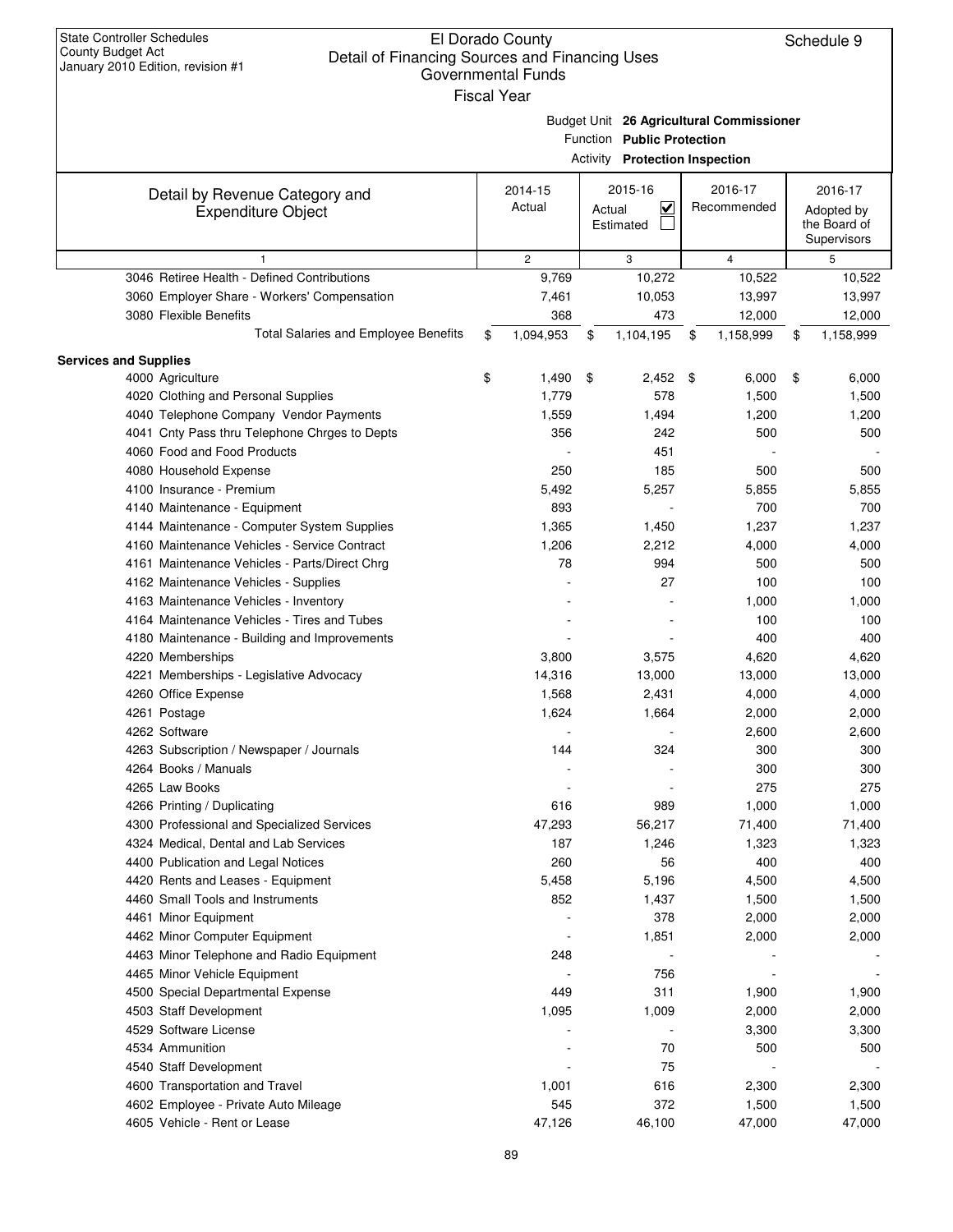State Controller Schedules
County Budget Act
January 2010 Edition, revision #1

# El Dorado County
## Detail of Financing Sources and Financing Uses
### Governmental Funds
### Fiscal Year

Schedule 9

Budget Unit **26 Agricultural Commissioner**
Function **Public Protection**
Activity **Protection Inspection**

| Detail by Revenue Category and Expenditure Object | 2014-15 Actual | 2015-16 Actual ☑ Estimated ☐ | 2016-17 Recommended | 2016-17 Adopted by the Board of Supervisors |
|---|---|---|---|---|
| 1 | 2 | 3 | 4 | 5 |
| 3046 Retiree Health - Defined Contributions | 9,769 | 10,272 | 10,522 | 10,522 |
| 3060 Employer Share - Workers' Compensation | 7,461 | 10,053 | 13,997 | 13,997 |
| 3080 Flexible Benefits | 368 | 473 | 12,000 | 12,000 |
| Total Salaries and Employee Benefits | $ 1,094,953 | $ 1,104,195 | $ 1,158,999 | $ 1,158,999 |
| **Services and Supplies** | | | | |
| 4000 Agriculture | $ 1,490 | $ 2,452 | $ 6,000 | $ 6,000 |
| 4020 Clothing and Personal Supplies | 1,779 | 578 | 1,500 | 1,500 |
| 4040 Telephone Company Vendor Payments | 1,559 | 1,494 | 1,200 | 1,200 |
| 4041 Cnty Pass thru Telephone Chrges to Depts | 356 | 242 | 500 | 500 |
| 4060 Food and Food Products | - | 451 | - | - |
| 4080 Household Expense | 250 | 185 | 500 | 500 |
| 4100 Insurance - Premium | 5,492 | 5,257 | 5,855 | 5,855 |
| 4140 Maintenance - Equipment | 893 | - | 700 | 700 |
| 4144 Maintenance - Computer System Supplies | 1,365 | 1,450 | 1,237 | 1,237 |
| 4160 Maintenance Vehicles - Service Contract | 1,206 | 2,212 | 4,000 | 4,000 |
| 4161 Maintenance Vehicles - Parts/Direct Chrg | 78 | 994 | 500 | 500 |
| 4162 Maintenance Vehicles - Supplies | - | 27 | 100 | 100 |
| 4163 Maintenance Vehicles - Inventory | - | - | 1,000 | 1,000 |
| 4164 Maintenance Vehicles - Tires and Tubes | - | - | 100 | 100 |
| 4180 Maintenance - Building and Improvements | - | - | 400 | 400 |
| 4220 Memberships | 3,800 | 3,575 | 4,620 | 4,620 |
| 4221 Memberships - Legislative Advocacy | 14,316 | 13,000 | 13,000 | 13,000 |
| 4260 Office Expense | 1,568 | 2,431 | 4,000 | 4,000 |
| 4261 Postage | 1,624 | 1,664 | 2,000 | 2,000 |
| 4262 Software | - | - | 2,600 | 2,600 |
| 4263 Subscription / Newspaper / Journals | 144 | 324 | 300 | 300 |
| 4264 Books / Manuals | - | - | 300 | 300 |
| 4265 Law Books | - | - | 275 | 275 |
| 4266 Printing / Duplicating | 616 | 989 | 1,000 | 1,000 |
| 4300 Professional and Specialized Services | 47,293 | 56,217 | 71,400 | 71,400 |
| 4324 Medical, Dental and Lab Services | 187 | 1,246 | 1,323 | 1,323 |
| 4400 Publication and Legal Notices | 260 | 56 | 400 | 400 |
| 4420 Rents and Leases - Equipment | 5,458 | 5,196 | 4,500 | 4,500 |
| 4460 Small Tools and Instruments | 852 | 1,437 | 1,500 | 1,500 |
| 4461 Minor Equipment | - | 378 | 2,000 | 2,000 |
| 4462 Minor Computer Equipment | - | 1,851 | 2,000 | 2,000 |
| 4463 Minor Telephone and Radio Equipment | 248 | - | - | - |
| 4465 Minor Vehicle Equipment | - | 756 | - | - |
| 4500 Special Departmental Expense | 449 | 311 | 1,900 | 1,900 |
| 4503 Staff Development | 1,095 | 1,009 | 2,000 | 2,000 |
| 4529 Software License | - | - | 3,300 | 3,300 |
| 4534 Ammunition | - | 70 | 500 | 500 |
| 4540 Staff Development | - | 75 | - | - |
| 4600 Transportation and Travel | 1,001 | 616 | 2,300 | 2,300 |
| 4602 Employee - Private Auto Mileage | 545 | 372 | 1,500 | 1,500 |
| 4605 Vehicle - Rent or Lease | 47,126 | 46,100 | 47,000 | 47,000 |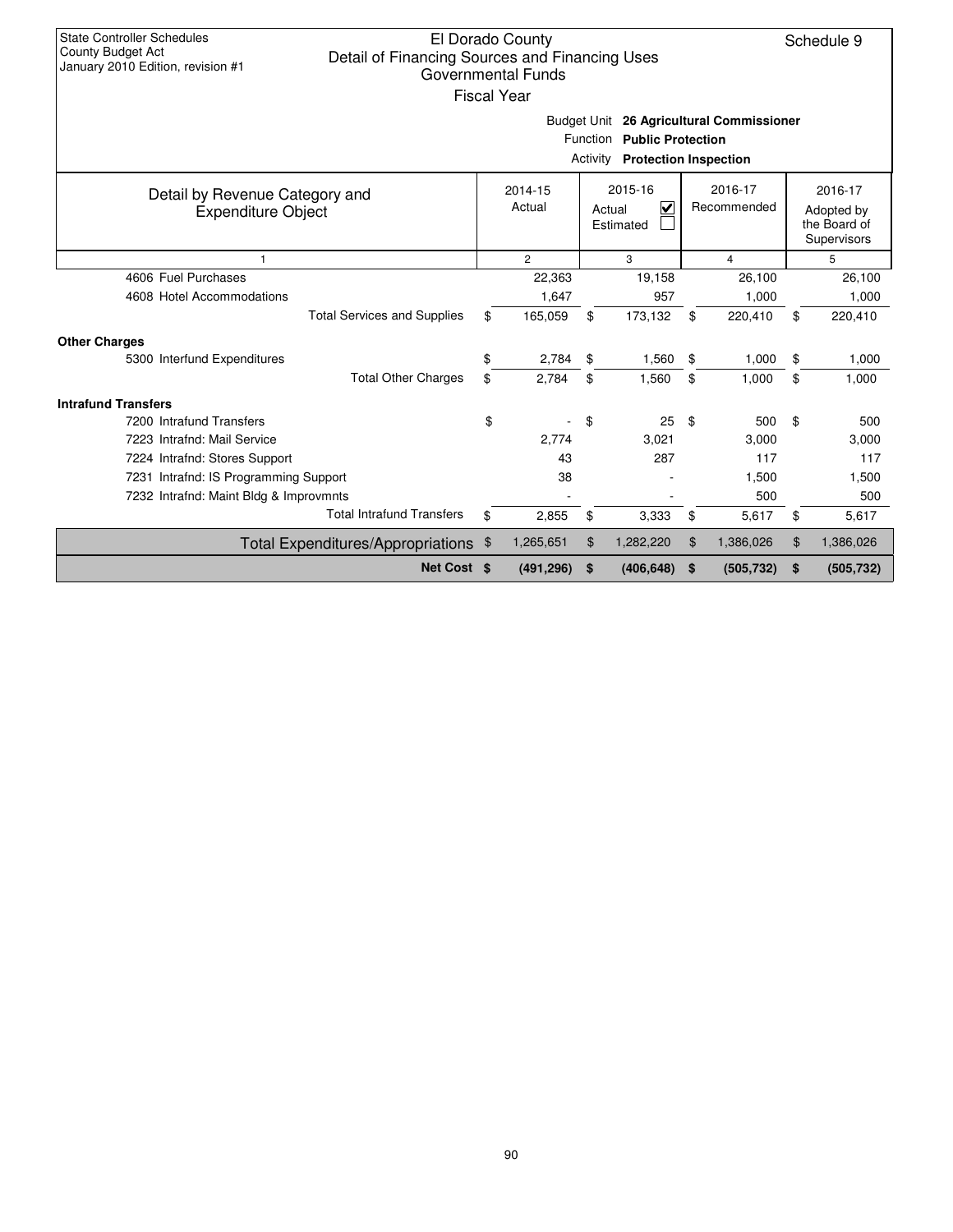State Controller Schedules
County Budget Act
January 2010 Edition, revision #1

# El Dorado County
## Detail of Financing Sources and Financing Uses
### Governmental Funds
### Fiscal Year

Schedule 9

Budget Unit **26 Agricultural Commissioner**
Function **Public Protection**
Activity **Protection Inspection**

| Detail by Revenue Category and Expenditure Object | 2014-15 Actual | 2015-16 Actual ☑ Estimated ☐ | 2016-17 Recommended | 2016-17 Adopted by the Board of Supervisors |
|---|---|---|---|---|
| 1 | 2 | 3 | 4 | 5 |
| 4606 Fuel Purchases | 22,363 | 19,158 | 26,100 | 26,100 |
| 4608 Hotel Accommodations | 1,647 | 957 | 1,000 | 1,000 |
| Total Services and Supplies | $ 165,059 | $ 173,132 | $ 220,410 | $ 220,410 |
| **Other Charges** | | | | |
| 5300 Interfund Expenditures | $ 2,784 | $ 1,560 | $ 1,000 | $ 1,000 |
| Total Other Charges | $ 2,784 | $ 1,560 | $ 1,000 | $ 1,000 |
| **Intrafund Transfers** | | | | |
| 7200 Intrafund Transfers | $ - | $ 25 | $ 500 | $ 500 |
| 7223 Intrafnd: Mail Service | 2,774 | 3,021 | 3,000 | 3,000 |
| 7224 Intrafnd: Stores Support | 43 | 287 | 117 | 117 |
| 7231 Intrafnd: IS Programming Support | 38 | - | 1,500 | 1,500 |
| 7232 Intrafnd: Maint Bldg & Improvmnts | - | - | 500 | 500 |
| Total Intrafund Transfers | $ 2,855 | $ 3,333 | $ 5,617 | $ 5,617 |
| Total Expenditures/Appropriations | $ 1,265,651 | $ 1,282,220 | $ 1,386,026 | $ 1,386,026 |
| **Net Cost** | **$ (491,296)** | **$ (406,648)** | **$ (505,732)** | **$ (505,732)** |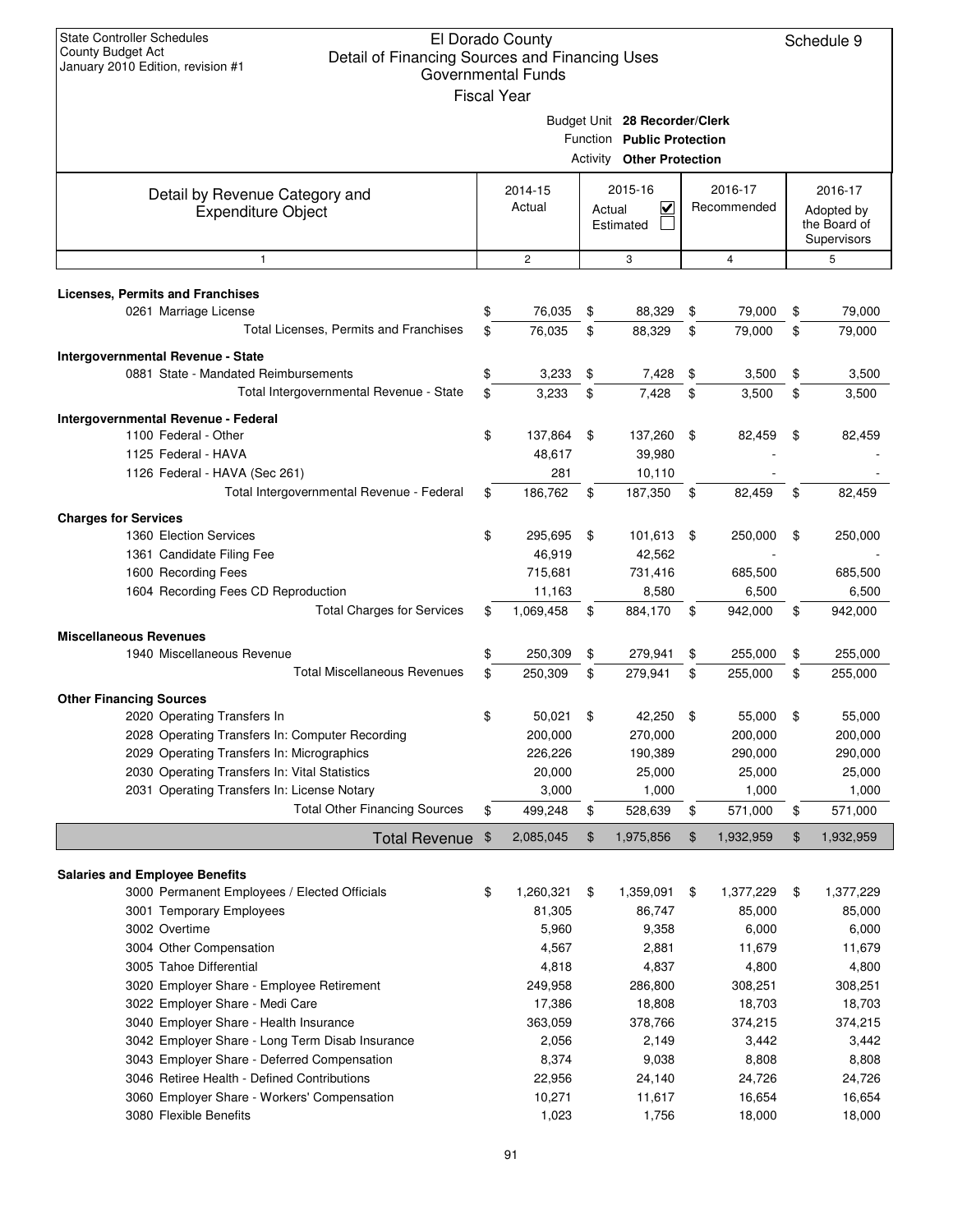State Controller Schedules
County Budget Act
January 2010 Edition, revision #1

# El Dorado County
## Detail of Financing Sources and Financing Uses
### Governmental Funds
Fiscal Year

Schedule 9

Budget Unit **28 Recorder/Clerk**
Function **Public Protection**
Activity **Other Protection**

| Detail by Revenue Category and Expenditure Object | 2014-15 Actual | 2015-16 Actual ☑ Estimated ☐ | 2016-17 Recommended | 2016-17 Adopted by the Board of Supervisors |
|---|---|---|---|---|
| 1 | 2 | 3 | 4 | 5 |
| **Licenses, Permits and Franchises** | | | | |
| 0261 Marriage License | $ 76,035 | $ 88,329 | $ 79,000 | $ 79,000 |
| Total Licenses, Permits and Franchises | $ 76,035 | $ 88,329 | $ 79,000 | $ 79,000 |
| **Intergovernmental Revenue - State** | | | | |
| 0881 State - Mandated Reimbursements | $ 3,233 | $ 7,428 | $ 3,500 | $ 3,500 |
| Total Intergovernmental Revenue - State | $ 3,233 | $ 7,428 | $ 3,500 | $ 3,500 |
| **Intergovernmental Revenue - Federal** | | | | |
| 1100 Federal - Other | $ 137,864 | $ 137,260 | $ 82,459 | $ 82,459 |
| 1125 Federal - HAVA | 48,617 | 39,980 | - | - |
| 1126 Federal - HAVA (Sec 261) | 281 | 10,110 | - | - |
| Total Intergovernmental Revenue - Federal | $ 186,762 | $ 187,350 | $ 82,459 | $ 82,459 |
| **Charges for Services** | | | | |
| 1360 Election Services | $ 295,695 | $ 101,613 | $ 250,000 | $ 250,000 |
| 1361 Candidate Filing Fee | 46,919 | 42,562 | - | - |
| 1600 Recording Fees | 715,681 | 731,416 | 685,500 | 685,500 |
| 1604 Recording Fees CD Reproduction | 11,163 | 8,580 | 6,500 | 6,500 |
| Total Charges for Services | $ 1,069,458 | $ 884,170 | $ 942,000 | $ 942,000 |
| **Miscellaneous Revenues** | | | | |
| 1940 Miscellaneous Revenue | $ 250,309 | $ 279,941 | $ 255,000 | $ 255,000 |
| Total Miscellaneous Revenues | $ 250,309 | $ 279,941 | $ 255,000 | $ 255,000 |
| **Other Financing Sources** | | | | |
| 2020 Operating Transfers In | $ 50,021 | $ 42,250 | $ 55,000 | $ 55,000 |
| 2028 Operating Transfers In: Computer Recording | 200,000 | 270,000 | 200,000 | 200,000 |
| 2029 Operating Transfers In: Micrographics | 226,226 | 190,389 | 290,000 | 290,000 |
| 2030 Operating Transfers In: Vital Statistics | 20,000 | 25,000 | 25,000 | 25,000 |
| 2031 Operating Transfers In: License Notary | 3,000 | 1,000 | 1,000 | 1,000 |
| Total Other Financing Sources | $ 499,248 | $ 528,639 | $ 571,000 | $ 571,000 |
| **Total Revenue** | $ 2,085,045 | $ 1,975,856 | $ 1,932,959 | $ 1,932,959 |
| **Salaries and Employee Benefits** | | | | |
| 3000 Permanent Employees / Elected Officials | $ 1,260,321 | $ 1,359,091 | $ 1,377,229 | $ 1,377,229 |
| 3001 Temporary Employees | 81,305 | 86,747 | 85,000 | 85,000 |
| 3002 Overtime | 5,960 | 9,358 | 6,000 | 6,000 |
| 3004 Other Compensation | 4,567 | 2,881 | 11,679 | 11,679 |
| 3005 Tahoe Differential | 4,818 | 4,837 | 4,800 | 4,800 |
| 3020 Employer Share - Employee Retirement | 249,958 | 286,800 | 308,251 | 308,251 |
| 3022 Employer Share - Medi Care | 17,386 | 18,808 | 18,703 | 18,703 |
| 3040 Employer Share - Health Insurance | 363,059 | 378,766 | 374,215 | 374,215 |
| 3042 Employer Share - Long Term Disab Insurance | 2,056 | 2,149 | 3,442 | 3,442 |
| 3043 Employer Share - Deferred Compensation | 8,374 | 9,038 | 8,808 | 8,808 |
| 3046 Retiree Health - Defined Contributions | 22,956 | 24,140 | 24,726 | 24,726 |
| 3060 Employer Share - Workers' Compensation | 10,271 | 11,617 | 16,654 | 16,654 |
| 3080 Flexible Benefits | 1,023 | 1,756 | 18,000 | 18,000 |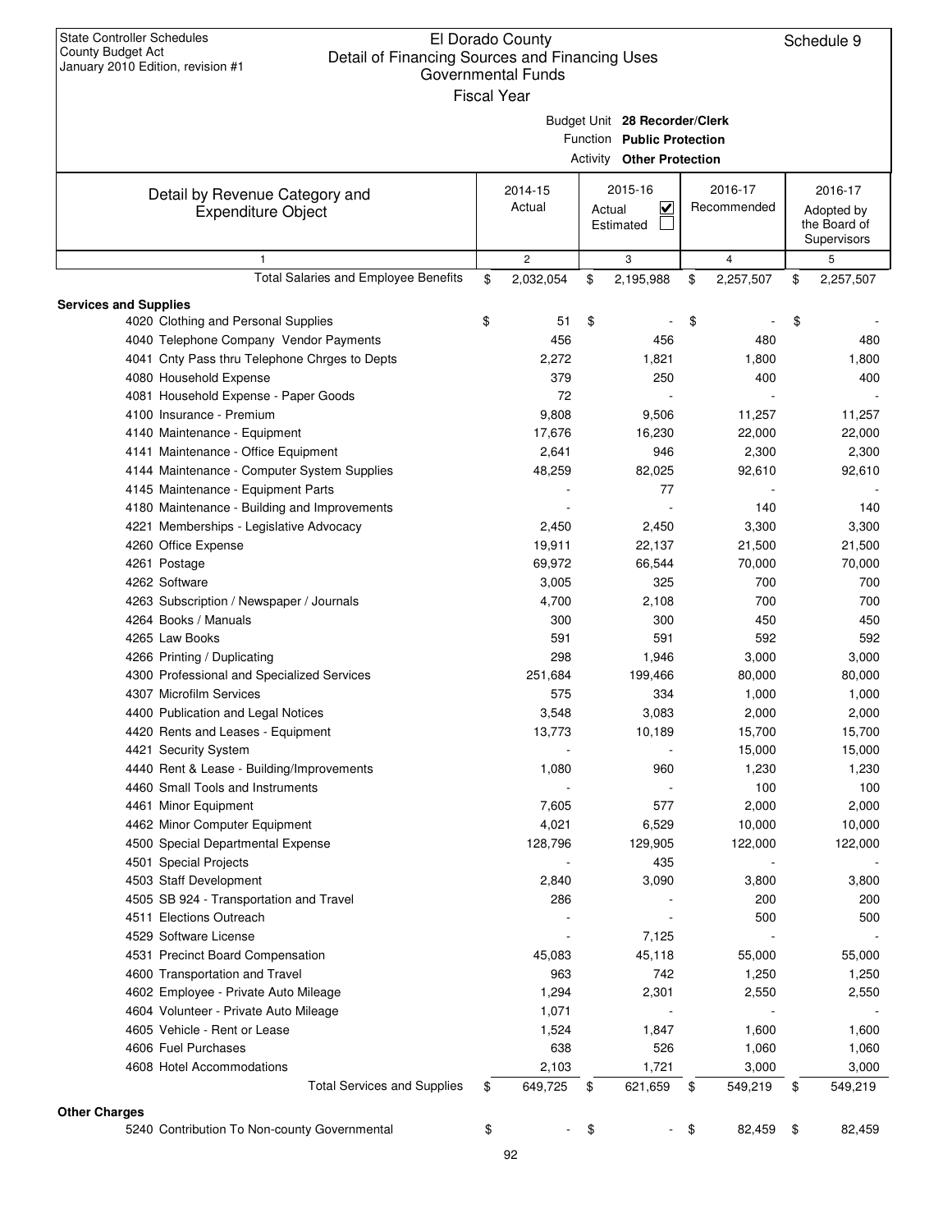State Controller Schedules
County Budget Act
January 2010 Edition, revision #1

# El Dorado County
## Detail of Financing Sources and Financing Uses
### Governmental Funds
Fiscal Year

Schedule 9

Budget Unit **28 Recorder/Clerk**
Function **Public Protection**
Activity **Other Protection**

| Detail by Revenue Category and Expenditure Object | 2014-15 Actual | 2015-16 Actual ☑ Estimated ☐ | 2016-17 Recommended | 2016-17 Adopted by the Board of Supervisors |
|---|---|---|---|---|
| 1 | 2 | 3 | 4 | 5 |
| Total Salaries and Employee Benefits | $ 2,032,054 | $ 2,195,988 | $ 2,257,507 | $ 2,257,507 |
| **Services and Supplies** | | | | |
| 4020 Clothing and Personal Supplies | $ 51 | $ - | $ - | $ - |
| 4040 Telephone Company Vendor Payments | 456 | 456 | 480 | 480 |
| 4041 Cnty Pass thru Telephone Chrges to Depts | 2,272 | 1,821 | 1,800 | 1,800 |
| 4080 Household Expense | 379 | 250 | 400 | 400 |
| 4081 Household Expense - Paper Goods | 72 | - | - | - |
| 4100 Insurance - Premium | 9,808 | 9,506 | 11,257 | 11,257 |
| 4140 Maintenance - Equipment | 17,676 | 16,230 | 22,000 | 22,000 |
| 4141 Maintenance - Office Equipment | 2,641 | 946 | 2,300 | 2,300 |
| 4144 Maintenance - Computer System Supplies | 48,259 | 82,025 | 92,610 | 92,610 |
| 4145 Maintenance - Equipment Parts | - | 77 | - | - |
| 4180 Maintenance - Building and Improvements | - | - | 140 | 140 |
| 4221 Memberships - Legislative Advocacy | 2,450 | 2,450 | 3,300 | 3,300 |
| 4260 Office Expense | 19,911 | 22,137 | 21,500 | 21,500 |
| 4261 Postage | 69,972 | 66,544 | 70,000 | 70,000 |
| 4262 Software | 3,005 | 325 | 700 | 700 |
| 4263 Subscription / Newspaper / Journals | 4,700 | 2,108 | 700 | 700 |
| 4264 Books / Manuals | 300 | 300 | 450 | 450 |
| 4265 Law Books | 591 | 591 | 592 | 592 |
| 4266 Printing / Duplicating | 298 | 1,946 | 3,000 | 3,000 |
| 4300 Professional and Specialized Services | 251,684 | 199,466 | 80,000 | 80,000 |
| 4307 Microfilm Services | 575 | 334 | 1,000 | 1,000 |
| 4400 Publication and Legal Notices | 3,548 | 3,083 | 2,000 | 2,000 |
| 4420 Rents and Leases - Equipment | 13,773 | 10,189 | 15,700 | 15,700 |
| 4421 Security System | - | - | 15,000 | 15,000 |
| 4440 Rent & Lease - Building/Improvements | 1,080 | 960 | 1,230 | 1,230 |
| 4460 Small Tools and Instruments | - | - | 100 | 100 |
| 4461 Minor Equipment | 7,605 | 577 | 2,000 | 2,000 |
| 4462 Minor Computer Equipment | 4,021 | 6,529 | 10,000 | 10,000 |
| 4500 Special Departmental Expense | 128,796 | 129,905 | 122,000 | 122,000 |
| 4501 Special Projects | - | 435 | - | - |
| 4503 Staff Development | 2,840 | 3,090 | 3,800 | 3,800 |
| 4505 SB 924 - Transportation and Travel | 286 | - | 200 | 200 |
| 4511 Elections Outreach | - | - | 500 | 500 |
| 4529 Software License | - | 7,125 | - | - |
| 4531 Precinct Board Compensation | 45,083 | 45,118 | 55,000 | 55,000 |
| 4600 Transportation and Travel | 963 | 742 | 1,250 | 1,250 |
| 4602 Employee - Private Auto Mileage | 1,294 | 2,301 | 2,550 | 2,550 |
| 4604 Volunteer - Private Auto Mileage | 1,071 | - | - | - |
| 4605 Vehicle - Rent or Lease | 1,524 | 1,847 | 1,600 | 1,600 |
| 4606 Fuel Purchases | 638 | 526 | 1,060 | 1,060 |
| 4608 Hotel Accommodations | 2,103 | 1,721 | 3,000 | 3,000 |
| Total Services and Supplies | $ 649,725 | $ 621,659 | $ 549,219 | $ 549,219 |
| **Other Charges** | | | | |
| 5240 Contribution To Non-county Governmental | $ - | $ - | $ 82,459 | $ 82,459 |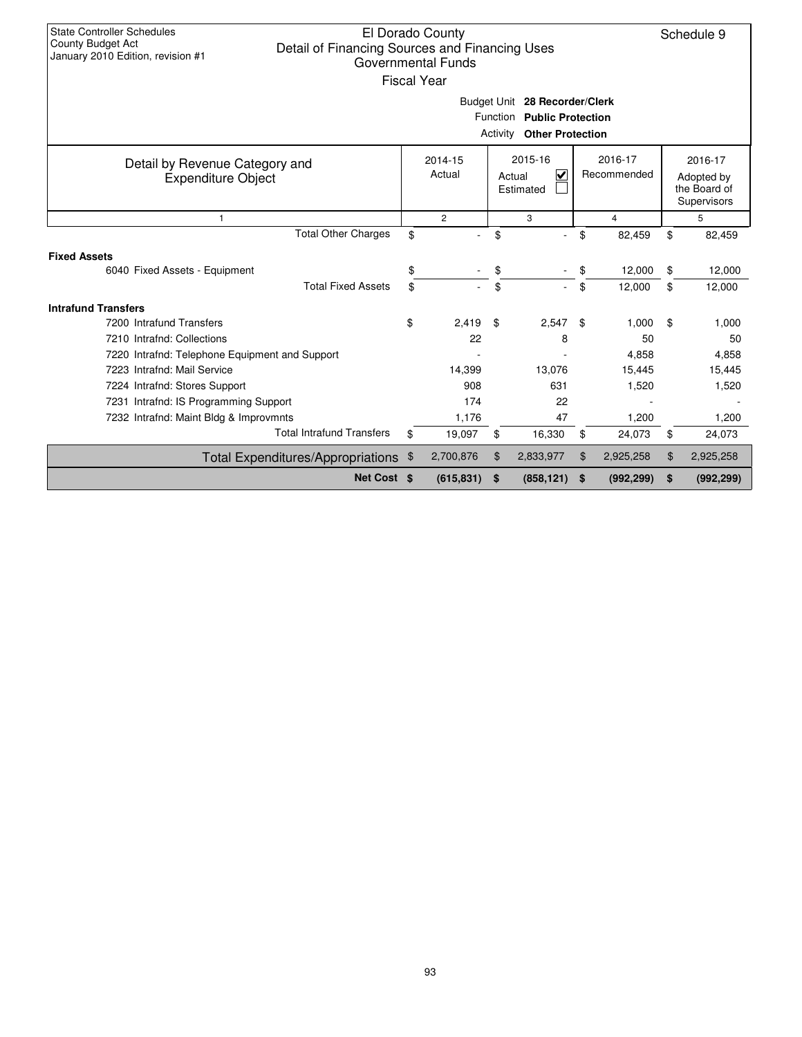State Controller Schedules
County Budget Act
January 2010 Edition, revision #1

# El Dorado County
## Detail of Financing Sources and Financing Uses
### Governmental Funds
### Fiscal Year

Schedule 9

Budget Unit **28 Recorder/Clerk**
Function **Public Protection**
Activity **Other Protection**

| Detail by Revenue Category and Expenditure Object | 2014-15 Actual | 2015-16 Actual ☑ Estimated ☐ | 2016-17 Recommended | 2016-17 Adopted by the Board of Supervisors |
|---|---|---|---|---|
| 1 | 2 | 3 | 4 | 5 |
| Total Other Charges | $ - | $ - | $ 82,459 | $ 82,459 |
| **Fixed Assets** | | | | |
| 6040 Fixed Assets - Equipment | $ - | $ - | $ 12,000 | $ 12,000 |
| Total Fixed Assets | $ - | $ - | $ 12,000 | $ 12,000 |
| **Intrafund Transfers** | | | | |
| 7200 Intrafund Transfers | $ 2,419 | $ 2,547 | $ 1,000 | $ 1,000 |
| 7210 Intrafnd: Collections | 22 | 8 | 50 | 50 |
| 7220 Intrafnd: Telephone Equipment and Support | - | - | 4,858 | 4,858 |
| 7223 Intrafnd: Mail Service | 14,399 | 13,076 | 15,445 | 15,445 |
| 7224 Intrafnd: Stores Support | 908 | 631 | 1,520 | 1,520 |
| 7231 Intrafnd: IS Programming Support | 174 | 22 | - | - |
| 7232 Intrafnd: Maint Bldg & Improvmnts | 1,176 | 47 | 1,200 | 1,200 |
| Total Intrafund Transfers | $ 19,097 | $ 16,330 | $ 24,073 | $ 24,073 |
| Total Expenditures/Appropriations | $ 2,700,876 | $ 2,833,977 | $ 2,925,258 | $ 2,925,258 |
| **Net Cost** | **$ (615,831)** | **$ (858,121)** | **$ (992,299)** | **$ (992,299)** |